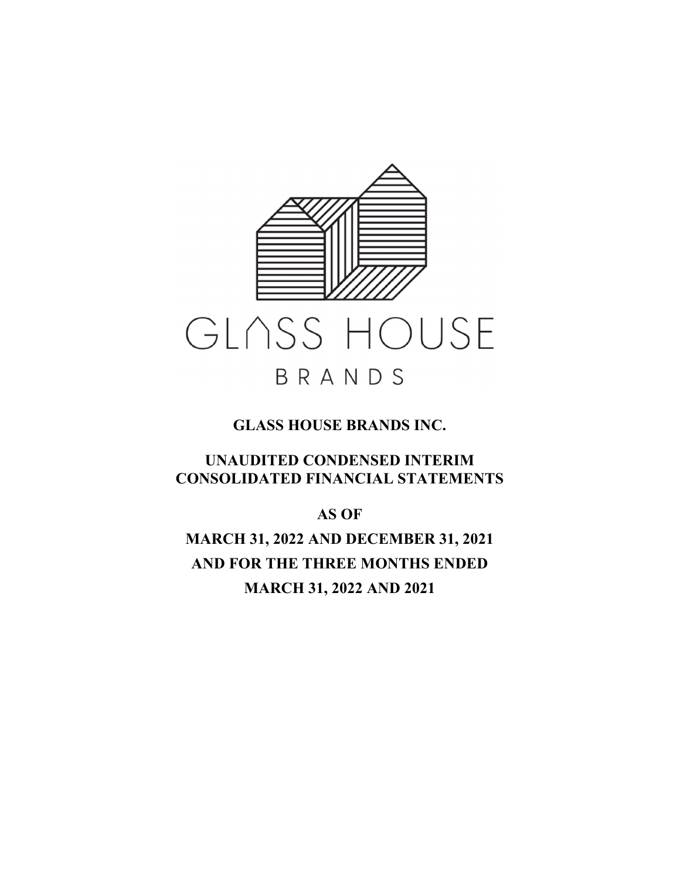GLASS HOUSE

BRANDS

**GLASS HOUSE BRANDS INC.**

**UNAUDITED CONDENSED INTERIM CONSOLIDATED FINANCIAL STATEMENTS**

**AS OF**

**MARCH 31, 2022 AND DECEMBER 31, 2021**

**AND FOR THE THREE MONTHS ENDED**

**MARCH 31, 2022 AND 2021**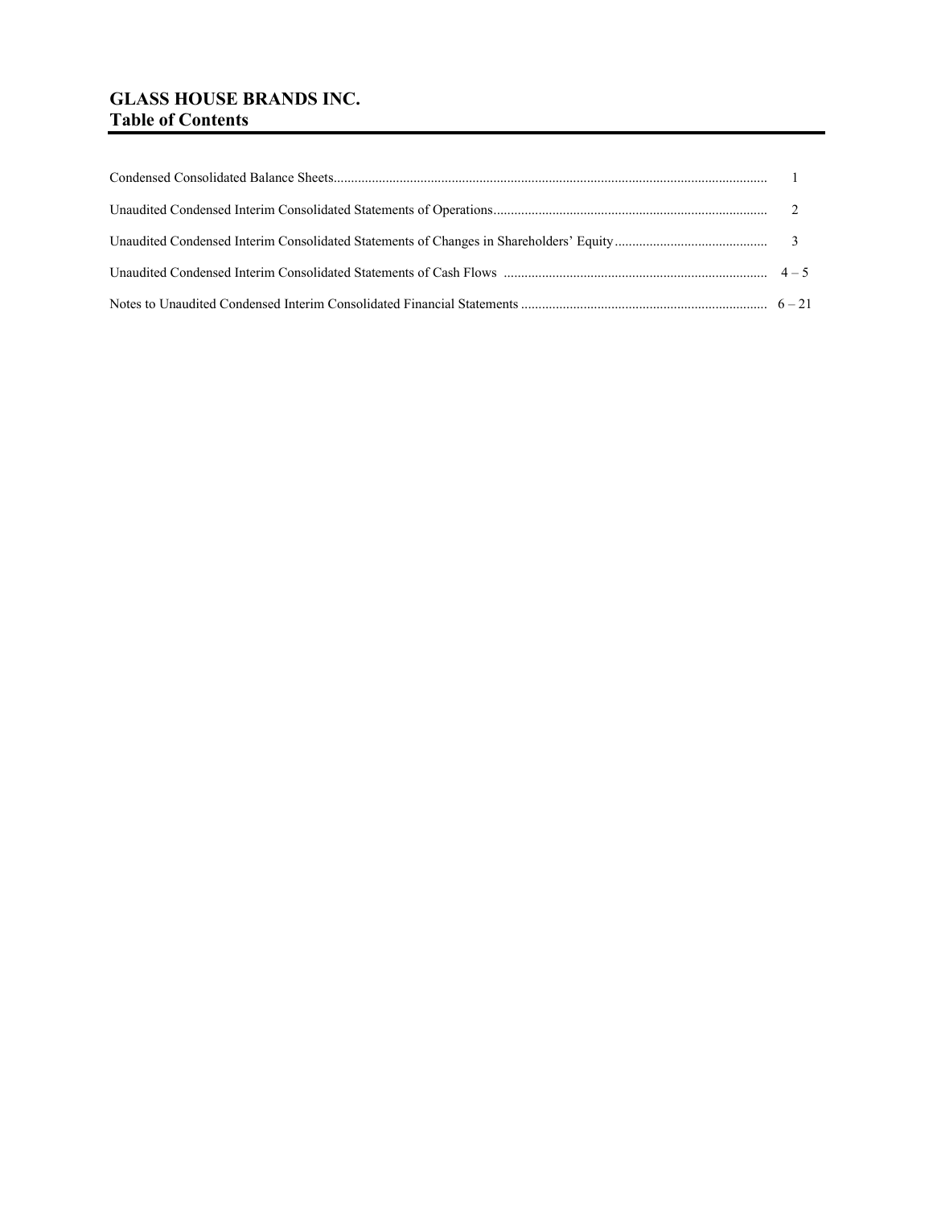# GLASS HOUSE BRANDS INC.
## Table of Contents

| | |
|---|---|
| Condensed Consolidated Balance Sheets | 1 |
| Unaudited Condensed Interim Consolidated Statements of Operations | 2 |
| Unaudited Condensed Interim Consolidated Statements of Changes in Shareholders' Equity | 3 |
| Unaudited Condensed Interim Consolidated Statements of Cash Flows | 4 – 5 |
| Notes to Unaudited Condensed Interim Consolidated Financial Statements | 6 – 21 |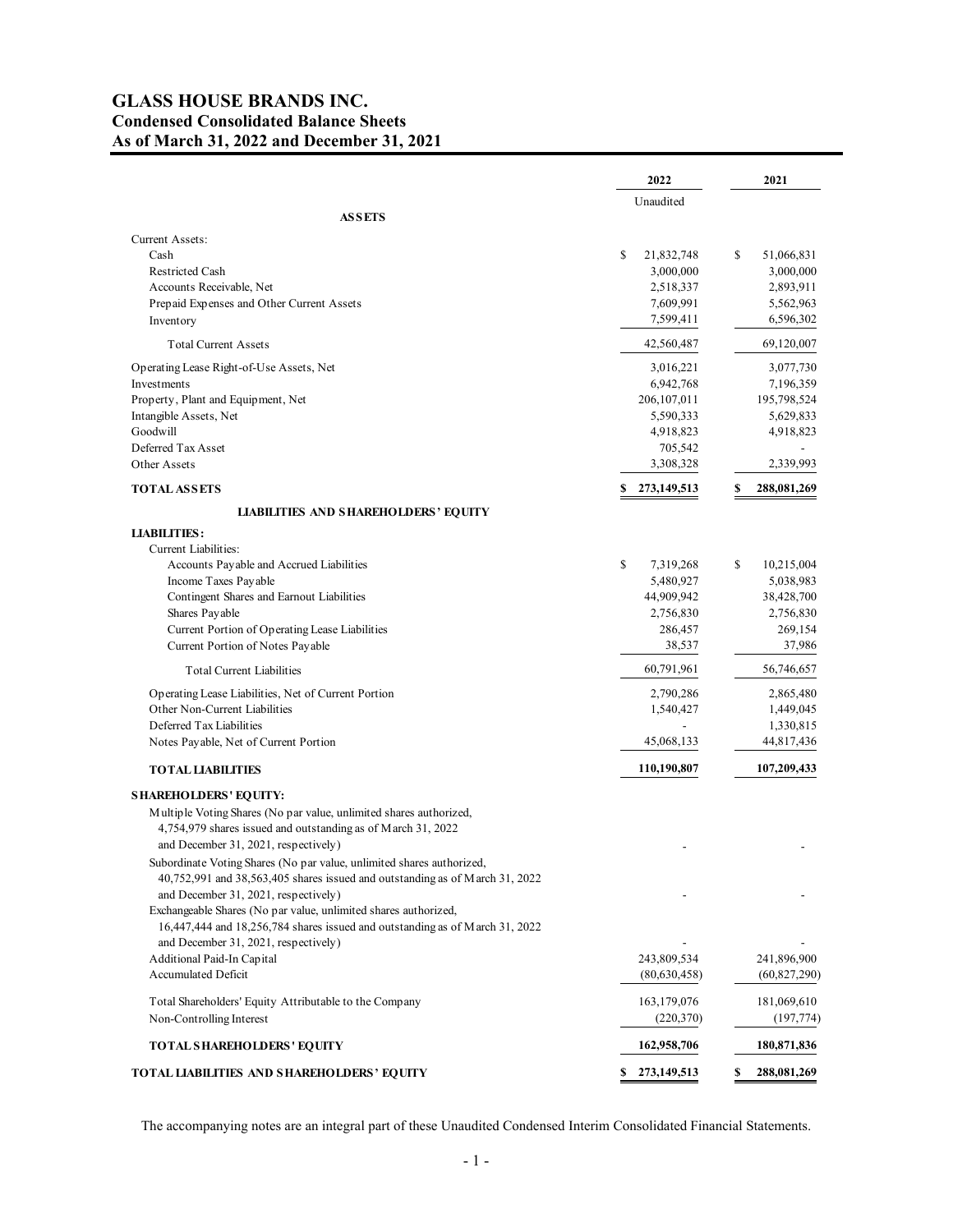# GLASS HOUSE BRANDS INC.
## Condensed Consolidated Balance Sheets
## As of March 31, 2022 and December 31, 2021

| | 2022 | 2021 |
|---|---|---|
| | Unaudited | |
| **ASSETS** | | |
| Current Assets: | | |
| Cash | $ 21,832,748 | $ 51,066,831 |
| Restricted Cash | 3,000,000 | 3,000,000 |
| Accounts Receivable, Net | 2,518,337 | 2,893,911 |
| Prepaid Expenses and Other Current Assets | 7,609,991 | 5,562,963 |
| Inventory | 7,599,411 | 6,596,302 |
| Total Current Assets | 42,560,487 | 69,120,007 |
| Operating Lease Right-of-Use Assets, Net | 3,016,221 | 3,077,730 |
| Investments | 6,942,768 | 7,196,359 |
| Property, Plant and Equipment, Net | 206,107,011 | 195,798,524 |
| Intangible Assets, Net | 5,590,333 | 5,629,833 |
| Goodwill | 4,918,823 | 4,918,823 |
| Deferred Tax Asset | 705,542 | - |
| Other Assets | 3,308,328 | 2,339,993 |
| **TOTAL ASSETS** | **$ 273,149,513** | **$ 288,081,269** |
| **LIABILITIES AND SHAREHOLDERS' EQUITY** | | |
| **LIABILITIES:** | | |
| Current Liabilities: | | |
| Accounts Payable and Accrued Liabilities | $ 7,319,268 | $ 10,215,004 |
| Income Taxes Payable | 5,480,927 | 5,038,983 |
| Contingent Shares and Earnout Liabilities | 44,909,942 | 38,428,700 |
| Shares Payable | 2,756,830 | 2,756,830 |
| Current Portion of Operating Lease Liabilities | 286,457 | 269,154 |
| Current Portion of Notes Payable | 38,537 | 37,986 |
| Total Current Liabilities | 60,791,961 | 56,746,657 |
| Operating Lease Liabilities, Net of Current Portion | 2,790,286 | 2,865,480 |
| Other Non-Current Liabilities | 1,540,427 | 1,449,045 |
| Deferred Tax Liabilities | - | 1,330,815 |
| Notes Payable, Net of Current Portion | 45,068,133 | 44,817,436 |
| **TOTAL LIABILITIES** | **110,190,807** | **107,209,433** |
| **SHAREHOLDERS' EQUITY:** | | |
| Multiple Voting Shares (No par value, unlimited shares authorized, 4,754,979 shares issued and outstanding as of March 31, 2022 and December 31, 2021, respectively) | - | - |
| Subordinate Voting Shares (No par value, unlimited shares authorized, 40,752,991 and 38,563,405 shares issued and outstanding as of March 31, 2022 and December 31, 2021, respectively) | - | - |
| Exchangeable Shares (No par value, unlimited shares authorized, 16,447,444 and 18,256,784 shares issued and outstanding as of March 31, 2022 and December 31, 2021, respectively) | - | - |
| Additional Paid-In Capital | 243,809,534 | 241,896,900 |
| Accumulated Deficit | (80,630,458) | (60,827,290) |
| Total Shareholders' Equity Attributable to the Company | 163,179,076 | 181,069,610 |
| Non-Controlling Interest | (220,370) | (197,774) |
| **TOTAL SHAREHOLDERS' EQUITY** | **162,958,706** | **180,871,836** |
| **TOTAL LIABILITIES AND SHAREHOLDERS' EQUITY** | **$ 273,149,513** | **$ 288,081,269** |

The accompanying notes are an integral part of these Unaudited Condensed Interim Consolidated Financial Statements.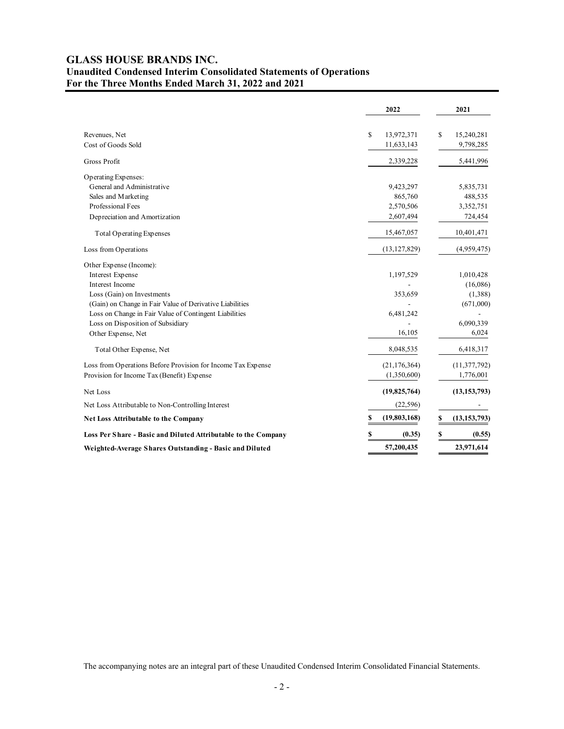# GLASS HOUSE BRANDS INC.

## Unaudited Condensed Interim Consolidated Statements of Operations

## For the Three Months Ended March 31, 2022 and 2021

| | 2022 | 2021 |
|---|---|---|
| Revenues, Net | $ 13,972,371 | $ 15,240,281 |
| Cost of Goods Sold | 11,633,143 | 9,798,285 |
| Gross Profit | 2,339,228 | 5,441,996 |
| Operating Expenses: | | |
| General and Administrative | 9,423,297 | 5,835,731 |
| Sales and Marketing | 865,760 | 488,535 |
| Professional Fees | 2,570,506 | 3,352,751 |
| Depreciation and Amortization | 2,607,494 | 724,454 |
| Total Operating Expenses | 15,467,057 | 10,401,471 |
| Loss from Operations | (13,127,829) | (4,959,475) |
| Other Expense (Income): | | |
| Interest Expense | 1,197,529 | 1,010,428 |
| Interest Income | - | (16,086) |
| Loss (Gain) on Investments | 353,659 | (1,388) |
| (Gain) on Change in Fair Value of Derivative Liabilities | - | (671,000) |
| Loss on Change in Fair Value of Contingent Liabilities | 6,481,242 | - |
| Loss on Disposition of Subsidiary | - | 6,090,339 |
| Other Expense, Net | 16,105 | 6,024 |
| Total Other Expense, Net | 8,048,535 | 6,418,317 |
| Loss from Operations Before Provision for Income Tax Expense | (21,176,364) | (11,377,792) |
| Provision for Income Tax (Benefit) Expense | (1,350,600) | 1,776,001 |
| **Net Loss** | **(19,825,764)** | **(13,153,793)** |
| Net Loss Attributable to Non-Controlling Interest | (22,596) | - |
| **Net Loss Attributable to the Company** | **$ (19,803,168)** | **$ (13,153,793)** |
| **Loss Per Share - Basic and Diluted Attributable to the Company** | **$ (0.35)** | **$ (0.55)** |
| **Weighted-Average Shares Outstanding - Basic and Diluted** | **57,200,435** | **23,971,614** |

The accompanying notes are an integral part of these Unaudited Condensed Interim Consolidated Financial Statements.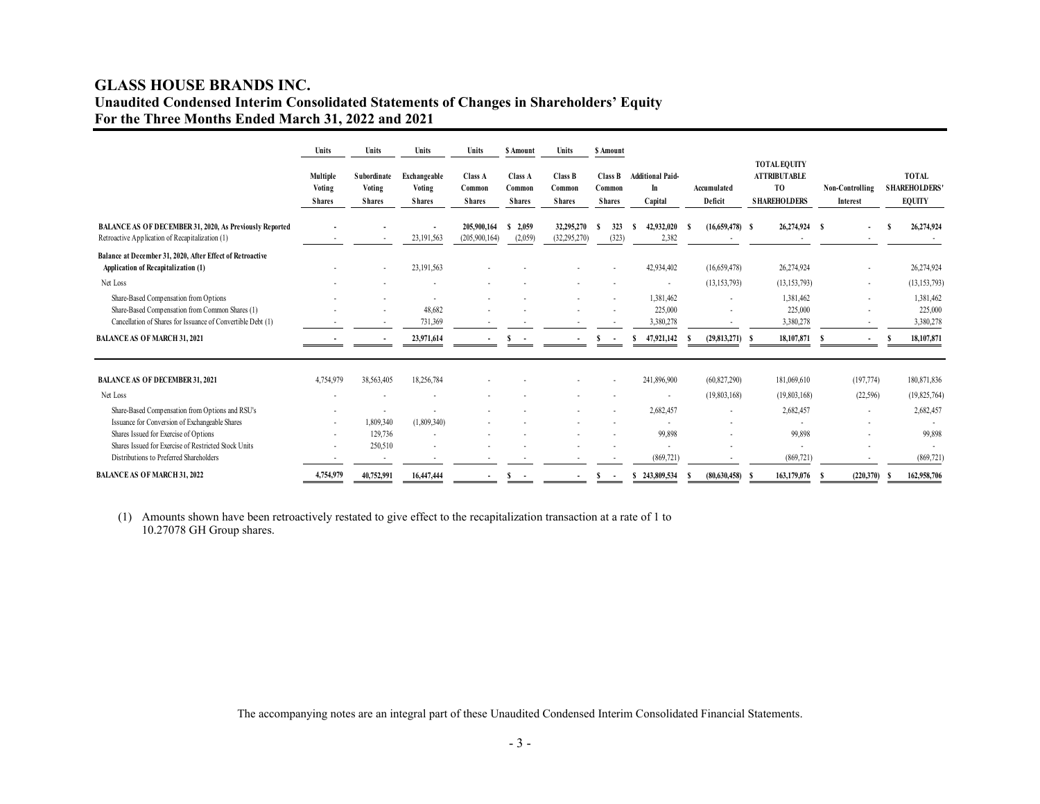# GLASS HOUSE BRANDS INC.
## Unaudited Condensed Interim Consolidated Statements of Changes in Shareholders' Equity
## For the Three Months Ended March 31, 2022 and 2021

| | Units | Units | Units | Units | $ Amount | Units | $ Amount | | | | | |
|---|---|---|---|---|---|---|---|---|---|---|---|---|
| | Multiple Voting Shares | Subordinate Voting Shares | Exchangeable Voting Shares | Class A Common Shares | Class A Common Shares | Class B Common Shares | Class B Common Shares | Additional Paid-In Capital | Accumulated Deficit | TOTAL EQUITY ATTRIBUTABLE TO SHAREHOLDERS | Non-Controlling Interest | TOTAL SHAREHOLDERS' EQUITY |
| **BALANCE AS OF DECEMBER 31, 2020, As Previously Reported** | - | - | - | 205,900,164 | $ 2,059 | 32,295,270 | $ 323 | $ 42,932,020 | $ (16,659,478) | $ 26,274,924 | $ - | $ 26,274,924 |
| Retroactive Application of Recapitalization (1) | - | - | 23,191,563 | (205,900,164) | (2,059) | (32,295,270) | (323) | 2,382 | - | - | - | - |
| **Balance at December 31, 2020, After Effect of Retroactive Application of Recapitalization (1)** | - | - | 23,191,563 | - | - | - | - | 42,934,402 | (16,659,478) | 26,274,924 | - | 26,274,924 |
| Net Loss | - | - | - | - | - | - | - | - | (13,153,793) | (13,153,793) | - | (13,153,793) |
| Share-Based Compensation from Options | - | - | - | - | - | - | - | 1,381,462 | - | 1,381,462 | - | 1,381,462 |
| Share-Based Compensation from Common Shares (1) | - | - | 48,682 | - | - | - | - | 225,000 | - | 225,000 | - | 225,000 |
| Cancellation of Shares for Issuance of Convertible Debt (1) | - | - | 731,369 | - | - | - | - | 3,380,278 | - | 3,380,278 | - | 3,380,278 |
| **BALANCE AS OF MARCH 31, 2021** | - | - | 23,971,614 | - | $ - | - | $ - | $ 47,921,142 | $ (29,813,271) | $ 18,107,871 | $ - | $ 18,107,871 |
| | | | | | | | | | | | | |
| **BALANCE AS OF DECEMBER 31, 2021** | 4,754,979 | 38,563,405 | 18,256,784 | - | - | - | - | 241,896,900 | (60,827,290) | 181,069,610 | (197,774) | 180,871,836 |
| Net Loss | - | - | - | - | - | - | - | - | (19,803,168) | (19,803,168) | (22,596) | (19,825,764) |
| Share-Based Compensation from Options and RSU's | - | - | - | - | - | - | - | 2,682,457 | - | 2,682,457 | - | 2,682,457 |
| Issuance for Conversion of Exchangeable Shares | - | 1,809,340 | (1,809,340) | - | - | - | - | - | - | - | - | - |
| Shares Issued for Exercise of Options | - | 129,736 | - | - | - | - | - | 99,898 | - | 99,898 | - | 99,898 |
| Shares Issued for Exercise of Restricted Stock Units | - | 250,510 | - | - | - | - | - | - | - | - | - | - |
| Distributions to Preferred Shareholders | - | - | - | - | - | - | - | (869,721) | - | (869,721) | - | (869,721) |
| **BALANCE AS OF MARCH 31, 2022** | 4,754,979 | 40,752,991 | 16,447,444 | - | $ - | - | $ - | $ 243,809,534 | $ (80,630,458) | $ 163,179,076 | $ (220,370) | $ 162,958,706 |

(1) Amounts shown have been retroactively restated to give effect to the recapitalization transaction at a rate of 1 to 10.27078 GH Group shares.

The accompanying notes are an integral part of these Unaudited Condensed Interim Consolidated Financial Statements.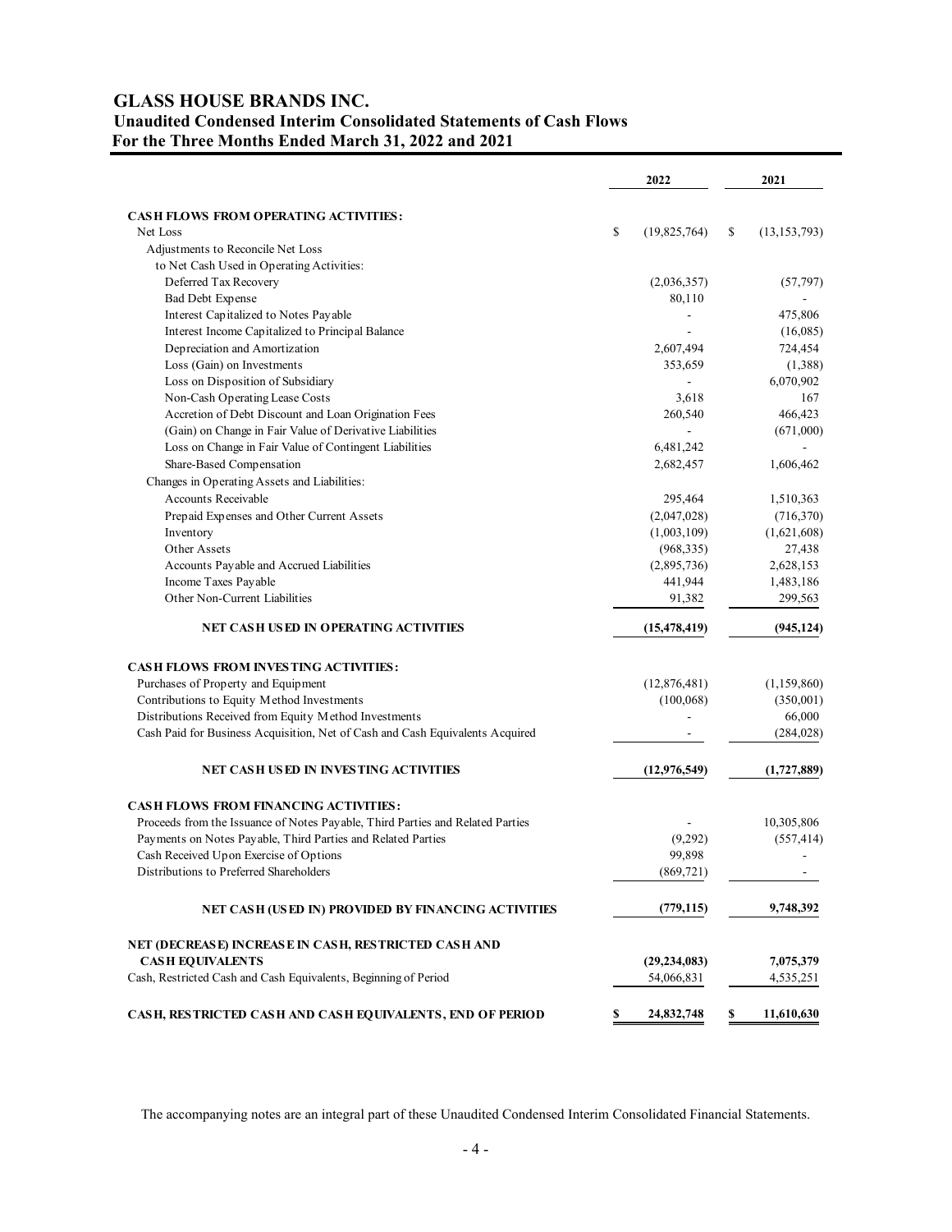# GLASS HOUSE BRANDS INC.

## Unaudited Condensed Interim Consolidated Statements of Cash Flows

## For the Three Months Ended March 31, 2022 and 2021

| | 2022 | 2021 |
|---|---|---|
| **CASH FLOWS FROM OPERATING ACTIVITIES:** | | |
| Net Loss | $ (19,825,764) | $ (13,153,793) |
| Adjustments to Reconcile Net Loss | | |
| to Net Cash Used in Operating Activities: | | |
| Deferred Tax Recovery | (2,036,357) | (57,797) |
| Bad Debt Expense | 80,110 | - |
| Interest Capitalized to Notes Payable | - | 475,806 |
| Interest Income Capitalized to Principal Balance | - | (16,085) |
| Depreciation and Amortization | 2,607,494 | 724,454 |
| Loss (Gain) on Investments | 353,659 | (1,388) |
| Loss on Disposition of Subsidiary | - | 6,070,902 |
| Non-Cash Operating Lease Costs | 3,618 | 167 |
| Accretion of Debt Discount and Loan Origination Fees | 260,540 | 466,423 |
| (Gain) on Change in Fair Value of Derivative Liabilities | - | (671,000) |
| Loss on Change in Fair Value of Contingent Liabilities | 6,481,242 | - |
| Share-Based Compensation | 2,682,457 | 1,606,462 |
| Changes in Operating Assets and Liabilities: | | |
| Accounts Receivable | 295,464 | 1,510,363 |
| Prepaid Expenses and Other Current Assets | (2,047,028) | (716,370) |
| Inventory | (1,003,109) | (1,621,608) |
| Other Assets | (968,335) | 27,438 |
| Accounts Payable and Accrued Liabilities | (2,895,736) | 2,628,153 |
| Income Taxes Payable | 441,944 | 1,483,186 |
| Other Non-Current Liabilities | 91,382 | 299,563 |
| **NET CASH USED IN OPERATING ACTIVITIES** | **(15,478,419)** | **(945,124)** |
| **CASH FLOWS FROM INVESTING ACTIVITIES:** | | |
| Purchases of Property and Equipment | (12,876,481) | (1,159,860) |
| Contributions to Equity Method Investments | (100,068) | (350,001) |
| Distributions Received from Equity Method Investments | - | 66,000 |
| Cash Paid for Business Acquisition, Net of Cash and Cash Equivalents Acquired | - | (284,028) |
| **NET CASH USED IN INVESTING ACTIVITIES** | **(12,976,549)** | **(1,727,889)** |
| **CASH FLOWS FROM FINANCING ACTIVITIES:** | | |
| Proceeds from the Issuance of Notes Payable, Third Parties and Related Parties | - | 10,305,806 |
| Payments on Notes Payable, Third Parties and Related Parties | (9,292) | (557,414) |
| Cash Received Upon Exercise of Options | 99,898 | - |
| Distributions to Preferred Shareholders | (869,721) | - |
| **NET CASH (USED IN) PROVIDED BY FINANCING ACTIVITIES** | **(779,115)** | **9,748,392** |
| **NET (DECREASE) INCREASE IN CASH, RESTRICTED CASH AND CASH EQUIVALENTS** | **(29,234,083)** | **7,075,379** |
| Cash, Restricted Cash and Cash Equivalents, Beginning of Period | 54,066,831 | 4,535,251 |
| **CASH, RESTRICTED CASH AND CASH EQUIVALENTS, END OF PERIOD** | **$ 24,832,748** | **$ 11,610,630** |

The accompanying notes are an integral part of these Unaudited Condensed Interim Consolidated Financial Statements.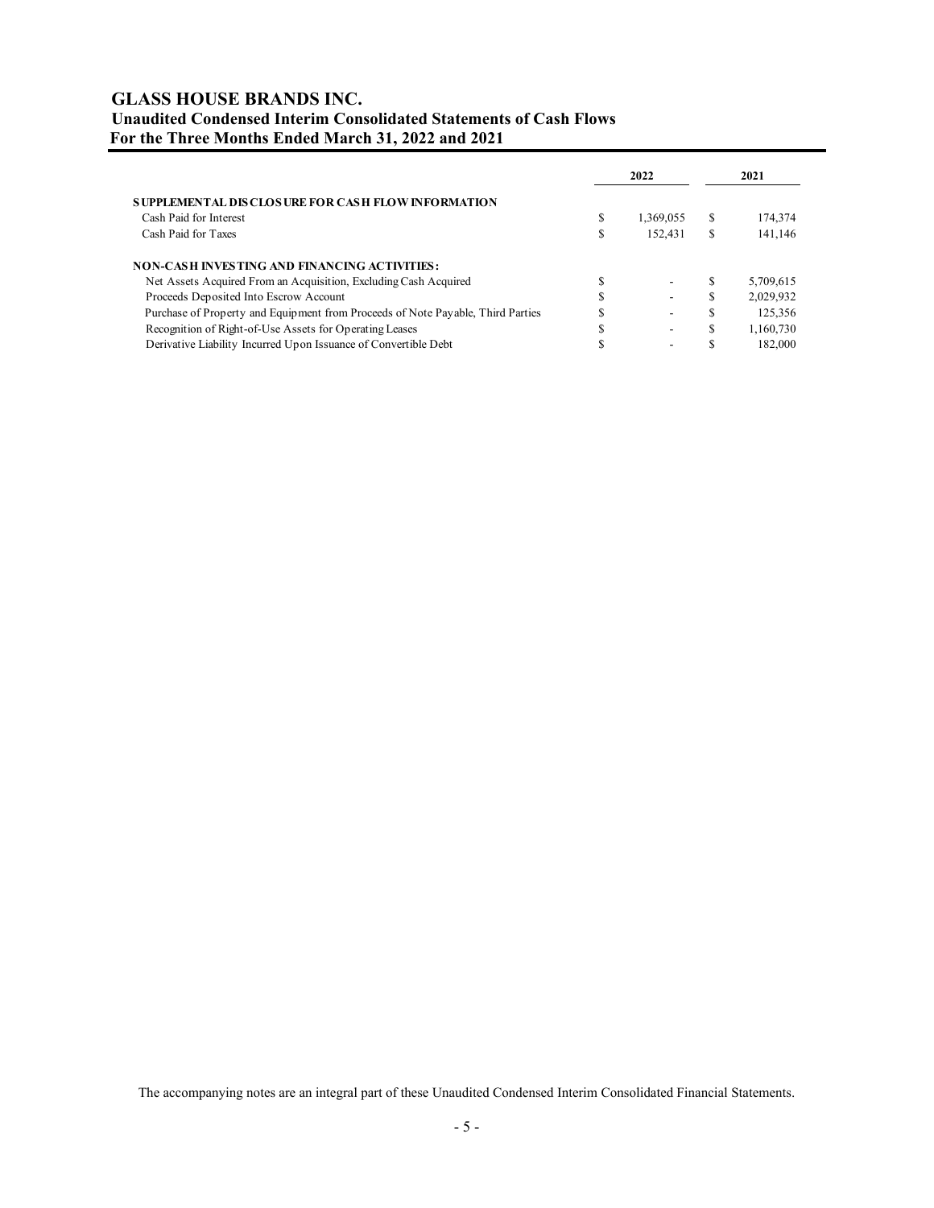# GLASS HOUSE BRANDS INC.

## Unaudited Condensed Interim Consolidated Statements of Cash Flows

## For the Three Months Ended March 31, 2022 and 2021

| | 2022 | 2021 |
|---|---|---|
| **SUPPLEMENTAL DISCLOSURE FOR CASH FLOW INFORMATION** | | |
| Cash Paid for Interest | $ 1,369,055 | $ 174,374 |
| Cash Paid for Taxes | $ 152,431 | $ 141,146 |
| **NON-CASH INVESTING AND FINANCING ACTIVITIES:** | | |
| Net Assets Acquired From an Acquisition, Excluding Cash Acquired | $ - | $ 5,709,615 |
| Proceeds Deposited Into Escrow Account | $ - | $ 2,029,932 |
| Purchase of Property and Equipment from Proceeds of Note Payable, Third Parties | $ - | $ 125,356 |
| Recognition of Right-of-Use Assets for Operating Leases | $ - | $ 1,160,730 |
| Derivative Liability Incurred Upon Issuance of Convertible Debt | $ - | $ 182,000 |

The accompanying notes are an integral part of these Unaudited Condensed Interim Consolidated Financial Statements.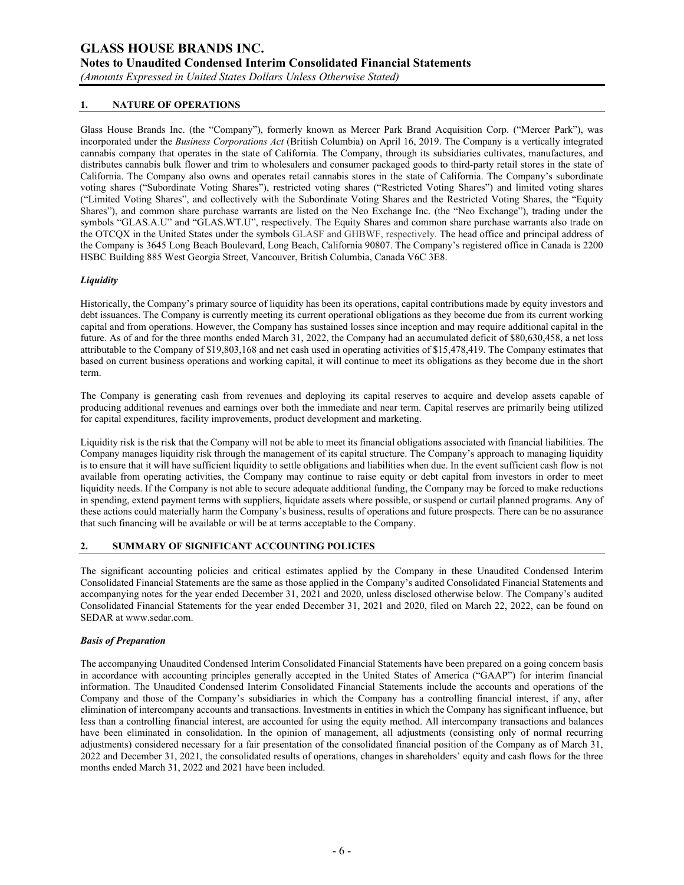## 1. NATURE OF OPERATIONS

Glass House Brands Inc. (the "Company"), formerly known as Mercer Park Brand Acquisition Corp. ("Mercer Park"), was incorporated under the *Business Corporations Act* (British Columbia) on April 16, 2019. The Company is a vertically integrated cannabis company that operates in the state of California. The Company, through its subsidiaries cultivates, manufactures, and distributes cannabis bulk flower and trim to wholesalers and consumer packaged goods to third-party retail stores in the state of California. The Company also owns and operates retail cannabis stores in the state of California. The Company's subordinate voting shares ("Subordinate Voting Shares"), restricted voting shares ("Restricted Voting Shares") and limited voting shares ("Limited Voting Shares", and collectively with the Subordinate Voting Shares and the Restricted Voting Shares, the "Equity Shares"), and common share purchase warrants are listed on the Neo Exchange Inc. (the "Neo Exchange"), trading under the symbols "GLAS.A.U" and "GLAS.WT.U", respectively. The Equity Shares and common share purchase warrants also trade on the OTCQX in the United States under the symbols GLASF and GHBWF, respectively. The head office and principal address of the Company is 3645 Long Beach Boulevard, Long Beach, California 90807. The Company's registered office in Canada is 2200 HSBC Building 885 West Georgia Street, Vancouver, British Columbia, Canada V6C 3E8.

### *Liquidity*

Historically, the Company's primary source of liquidity has been its operations, capital contributions made by equity investors and debt issuances. The Company is currently meeting its current operational obligations as they become due from its current working capital and from operations. However, the Company has sustained losses since inception and may require additional capital in the future. As of and for the three months ended March 31, 2022, the Company had an accumulated deficit of $80,630,458, a net loss attributable to the Company of $19,803,168 and net cash used in operating activities of $15,478,419. The Company estimates that based on current business operations and working capital, it will continue to meet its obligations as they become due in the short term.

The Company is generating cash from revenues and deploying its capital reserves to acquire and develop assets capable of producing additional revenues and earnings over both the immediate and near term. Capital reserves are primarily being utilized for capital expenditures, facility improvements, product development and marketing.

Liquidity risk is the risk that the Company will not be able to meet its financial obligations associated with financial liabilities. The Company manages liquidity risk through the management of its capital structure. The Company's approach to managing liquidity is to ensure that it will have sufficient liquidity to settle obligations and liabilities when due. In the event sufficient cash flow is not available from operating activities, the Company may continue to raise equity or debt capital from investors in order to meet liquidity needs. If the Company is not able to secure adequate additional funding, the Company may be forced to make reductions in spending, extend payment terms with suppliers, liquidate assets where possible, or suspend or curtail planned programs. Any of these actions could materially harm the Company's business, results of operations and future prospects. There can be no assurance that such financing will be available or will be at terms acceptable to the Company.

## 2. SUMMARY OF SIGNIFICANT ACCOUNTING POLICIES

The significant accounting policies and critical estimates applied by the Company in these Unaudited Condensed Interim Consolidated Financial Statements are the same as those applied in the Company's audited Consolidated Financial Statements and accompanying notes for the year ended December 31, 2021 and 2020, unless disclosed otherwise below. The Company's audited Consolidated Financial Statements for the year ended December 31, 2021 and 2020, filed on March 22, 2022, can be found on SEDAR at www.sedar.com.

### *Basis of Preparation*

The accompanying Unaudited Condensed Interim Consolidated Financial Statements have been prepared on a going concern basis in accordance with accounting principles generally accepted in the United States of America ("GAAP") for interim financial information. The Unaudited Condensed Interim Consolidated Financial Statements include the accounts and operations of the Company and those of the Company's subsidiaries in which the Company has a controlling financial interest, if any, after elimination of intercompany accounts and transactions. Investments in entities in which the Company has significant influence, but less than a controlling financial interest, are accounted for using the equity method. All intercompany transactions and balances have been eliminated in consolidation. In the opinion of management, all adjustments (consisting only of normal recurring adjustments) considered necessary for a fair presentation of the consolidated financial position of the Company as of March 31, 2022 and December 31, 2021, the consolidated results of operations, changes in shareholders' equity and cash flows for the three months ended March 31, 2022 and 2021 have been included.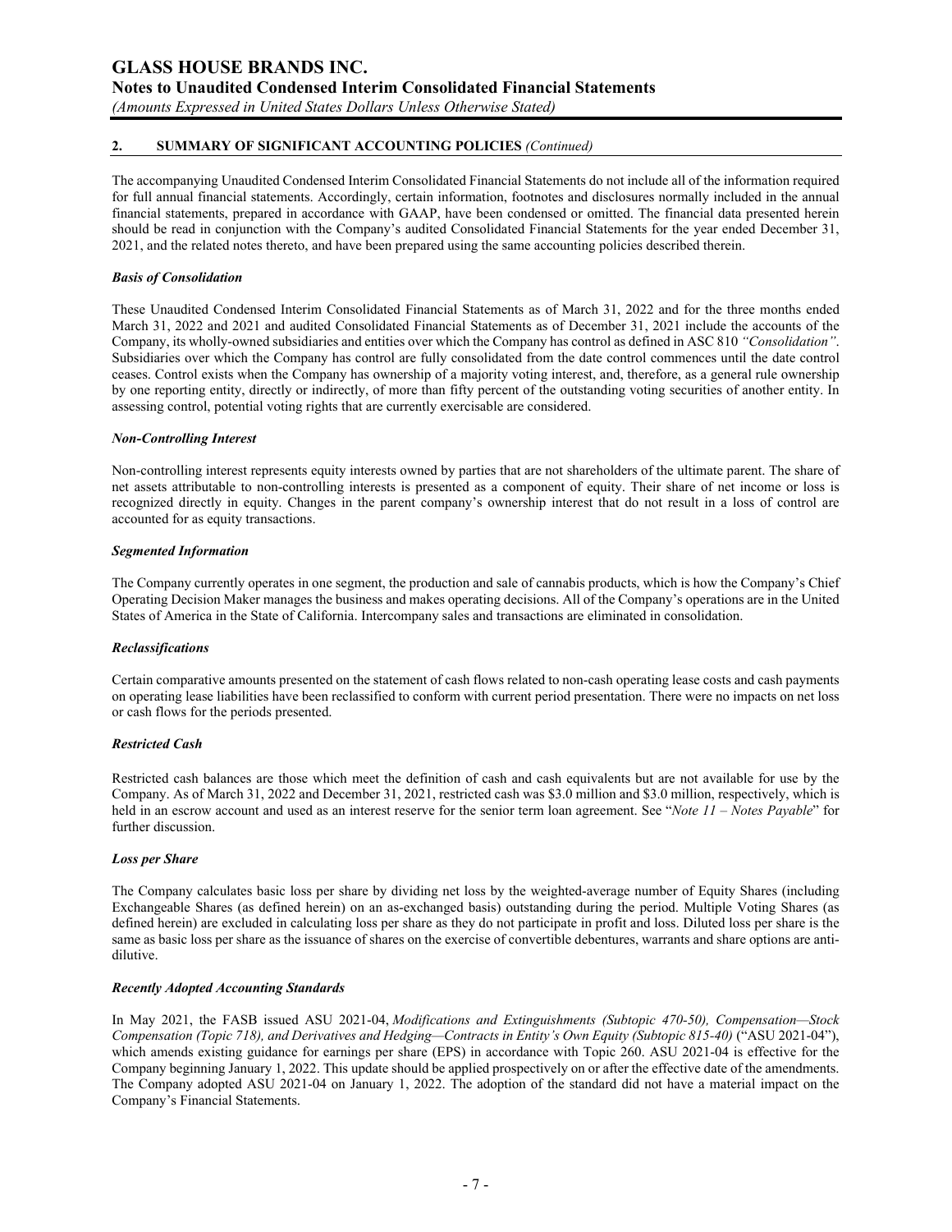## 2. SUMMARY OF SIGNIFICANT ACCOUNTING POLICIES *(Continued)*

The accompanying Unaudited Condensed Interim Consolidated Financial Statements do not include all of the information required for full annual financial statements. Accordingly, certain information, footnotes and disclosures normally included in the annual financial statements, prepared in accordance with GAAP, have been condensed or omitted. The financial data presented herein should be read in conjunction with the Company's audited Consolidated Financial Statements for the year ended December 31, 2021, and the related notes thereto, and have been prepared using the same accounting policies described therein.

### *Basis of Consolidation*

These Unaudited Condensed Interim Consolidated Financial Statements as of March 31, 2022 and for the three months ended March 31, 2022 and 2021 and audited Consolidated Financial Statements as of December 31, 2021 include the accounts of the Company, its wholly-owned subsidiaries and entities over which the Company has control as defined in ASC 810 *"Consolidation"*. Subsidiaries over which the Company has control are fully consolidated from the date control commences until the date control ceases. Control exists when the Company has ownership of a majority voting interest, and, therefore, as a general rule ownership by one reporting entity, directly or indirectly, of more than fifty percent of the outstanding voting securities of another entity. In assessing control, potential voting rights that are currently exercisable are considered.

### *Non-Controlling Interest*

Non-controlling interest represents equity interests owned by parties that are not shareholders of the ultimate parent. The share of net assets attributable to non-controlling interests is presented as a component of equity. Their share of net income or loss is recognized directly in equity. Changes in the parent company's ownership interest that do not result in a loss of control are accounted for as equity transactions.

### *Segmented Information*

The Company currently operates in one segment, the production and sale of cannabis products, which is how the Company's Chief Operating Decision Maker manages the business and makes operating decisions. All of the Company's operations are in the United States of America in the State of California. Intercompany sales and transactions are eliminated in consolidation.

### *Reclassifications*

Certain comparative amounts presented on the statement of cash flows related to non-cash operating lease costs and cash payments on operating lease liabilities have been reclassified to conform with current period presentation. There were no impacts on net loss or cash flows for the periods presented.

### *Restricted Cash*

Restricted cash balances are those which meet the definition of cash and cash equivalents but are not available for use by the Company. As of March 31, 2022 and December 31, 2021, restricted cash was \$3.0 million and \$3.0 million, respectively, which is held in an escrow account and used as an interest reserve for the senior term loan agreement. See "*Note 11 – Notes Payable*" for further discussion.

### *Loss per Share*

The Company calculates basic loss per share by dividing net loss by the weighted-average number of Equity Shares (including Exchangeable Shares (as defined herein) on an as-exchanged basis) outstanding during the period. Multiple Voting Shares (as defined herein) are excluded in calculating loss per share as they do not participate in profit and loss. Diluted loss per share is the same as basic loss per share as the issuance of shares on the exercise of convertible debentures, warrants and share options are anti-dilutive.

### *Recently Adopted Accounting Standards*

In May 2021, the FASB issued ASU 2021-04, *Modifications and Extinguishments (Subtopic 470-50), Compensation—Stock Compensation (Topic 718), and Derivatives and Hedging—Contracts in Entity's Own Equity (Subtopic 815-40)* ("ASU 2021-04"), which amends existing guidance for earnings per share (EPS) in accordance with Topic 260. ASU 2021-04 is effective for the Company beginning January 1, 2022. This update should be applied prospectively on or after the effective date of the amendments. The Company adopted ASU 2021-04 on January 1, 2022. The adoption of the standard did not have a material impact on the Company's Financial Statements.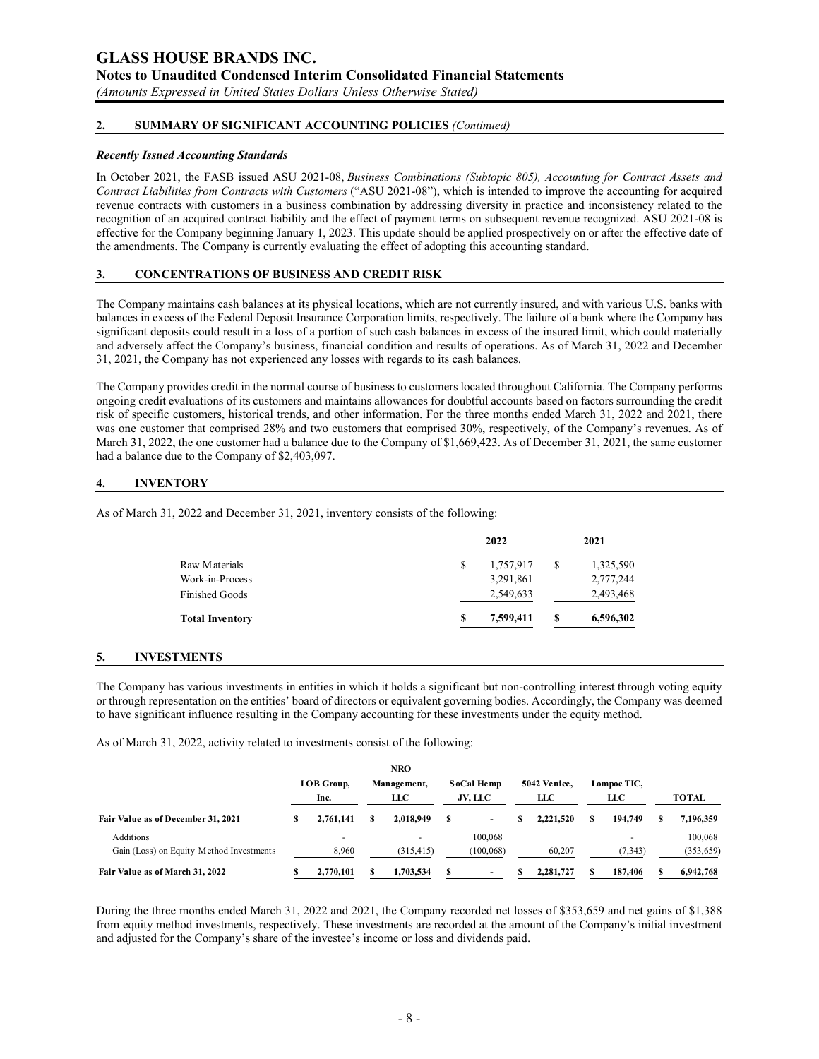## 2. SUMMARY OF SIGNIFICANT ACCOUNTING POLICIES *(Continued)*

### *Recently Issued Accounting Standards*

In October 2021, the FASB issued ASU 2021-08, *Business Combinations (Subtopic 805), Accounting for Contract Assets and Contract Liabilities from Contracts with Customers* ("ASU 2021-08"), which is intended to improve the accounting for acquired revenue contracts with customers in a business combination by addressing diversity in practice and inconsistency related to the recognition of an acquired contract liability and the effect of payment terms on subsequent revenue recognized. ASU 2021-08 is effective for the Company beginning January 1, 2023. This update should be applied prospectively on or after the effective date of the amendments. The Company is currently evaluating the effect of adopting this accounting standard.

## 3. CONCENTRATIONS OF BUSINESS AND CREDIT RISK

The Company maintains cash balances at its physical locations, which are not currently insured, and with various U.S. banks with balances in excess of the Federal Deposit Insurance Corporation limits, respectively. The failure of a bank where the Company has significant deposits could result in a loss of a portion of such cash balances in excess of the insured limit, which could materially and adversely affect the Company's business, financial condition and results of operations. As of March 31, 2022 and December 31, 2021, the Company has not experienced any losses with regards to its cash balances.

The Company provides credit in the normal course of business to customers located throughout California. The Company performs ongoing credit evaluations of its customers and maintains allowances for doubtful accounts based on factors surrounding the credit risk of specific customers, historical trends, and other information. For the three months ended March 31, 2022 and 2021, there was one customer that comprised 28% and two customers that comprised 30%, respectively, of the Company's revenues. As of March 31, 2022, the one customer had a balance due to the Company of $1,669,423. As of December 31, 2021, the same customer had a balance due to the Company of $2,403,097.

## 4. INVENTORY

As of March 31, 2022 and December 31, 2021, inventory consists of the following:

| | 2022 | 2021 |
|---|---|---|
| Raw Materials | $ 1,757,917 | $ 1,325,590 |
| Work-in-Process | 3,291,861 | 2,777,244 |
| Finished Goods | 2,549,633 | 2,493,468 |
| **Total Inventory** | **$ 7,599,411** | **$ 6,596,302** |

## 5. INVESTMENTS

The Company has various investments in entities in which it holds a significant but non-controlling interest through voting equity or through representation on the entities' board of directors or equivalent governing bodies. Accordingly, the Company was deemed to have significant influence resulting in the Company accounting for these investments under the equity method.

As of March 31, 2022, activity related to investments consist of the following:

| | LOB Group, Inc. | NRO Management, LLC | SoCal Hemp JV, LLC | 5042 Venice, LLC | Lompoc TIC, LLC | TOTAL |
|---|---|---|---|---|---|---|
| **Fair Value as of December 31, 2021** | **$ 2,761,141** | **$ 2,018,949** | **$ -** | **$ 2,221,520** | **$ 194,749** | **$ 7,196,359** |
| Additions | - | - | 100,068 | | - | 100,068 |
| Gain (Loss) on Equity Method Investments | 8,960 | (315,415) | (100,068) | 60,207 | (7,343) | (353,659) |
| **Fair Value as of March 31, 2022** | **$ 2,770,101** | **$ 1,703,534** | **$ -** | **$ 2,281,727** | **$ 187,406** | **$ 6,942,768** |

During the three months ended March 31, 2022 and 2021, the Company recorded net losses of $353,659 and net gains of $1,388 from equity method investments, respectively. These investments are recorded at the amount of the Company's initial investment and adjusted for the Company's share of the investee's income or loss and dividends paid.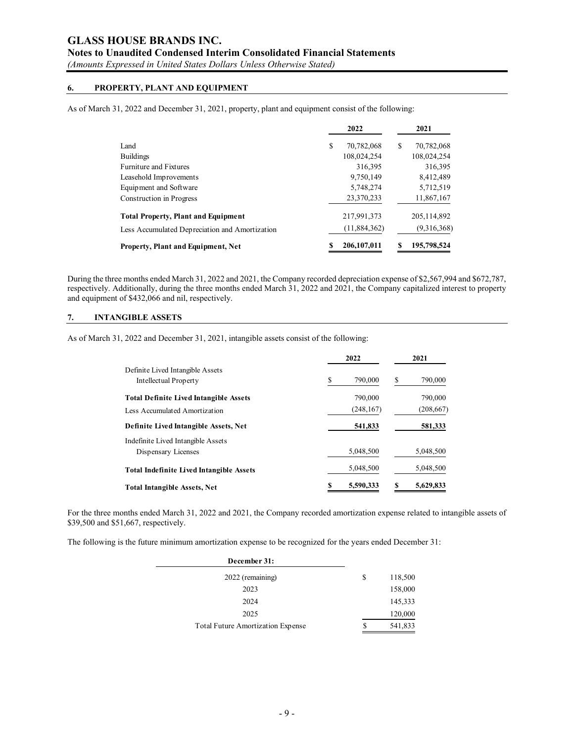## 6. PROPERTY, PLANT AND EQUIPMENT

As of March 31, 2022 and December 31, 2021, property, plant and equipment consist of the following:

| | 2022 | 2021 |
|---|---|---|
| Land | $ 70,782,068 | $ 70,782,068 |
| Buildings | 108,024,254 | 108,024,254 |
| Furniture and Fixtures | 316,395 | 316,395 |
| Leasehold Improvements | 9,750,149 | 8,412,489 |
| Equipment and Software | 5,748,274 | 5,712,519 |
| Construction in Progress | 23,370,233 | 11,867,167 |
| **Total Property, Plant and Equipment** | 217,991,373 | 205,114,892 |
| Less Accumulated Depreciation and Amortization | (11,884,362) | (9,316,368) |
| **Property, Plant and Equipment, Net** | **$ 206,107,011** | **$ 195,798,524** |

During the three months ended March 31, 2022 and 2021, the Company recorded depreciation expense of $2,567,994 and $672,787, respectively. Additionally, during the three months ended March 31, 2022 and 2021, the Company capitalized interest to property and equipment of $432,066 and nil, respectively.

## 7. INTANGIBLE ASSETS

As of March 31, 2022 and December 31, 2021, intangible assets consist of the following:

| | 2022 | 2021 |
|---|---|---|
| Definite Lived Intangible Assets | | |
| Intellectual Property | $ 790,000 | $ 790,000 |
| **Total Definite Lived Intangible Assets** | 790,000 | 790,000 |
| Less Accumulated Amortization | (248,167) | (208,667) |
| **Definite Lived Intangible Assets, Net** | **541,833** | **581,333** |
| Indefinite Lived Intangible Assets | | |
| Dispensary Licenses | 5,048,500 | 5,048,500 |
| **Total Indefinite Lived Intangible Assets** | 5,048,500 | 5,048,500 |
| **Total Intangible Assets, Net** | **$ 5,590,333** | **$ 5,629,833** |

For the three months ended March 31, 2022 and 2021, the Company recorded amortization expense related to intangible assets of $39,500 and $51,667, respectively.

The following is the future minimum amortization expense to be recognized for the years ended December 31:

| December 31: | |
|---|---|
| 2022 (remaining) | $ 118,500 |
| 2023 | 158,000 |
| 2024 | 145,333 |
| 2025 | 120,000 |
| Total Future Amortization Expense | $ 541,833 |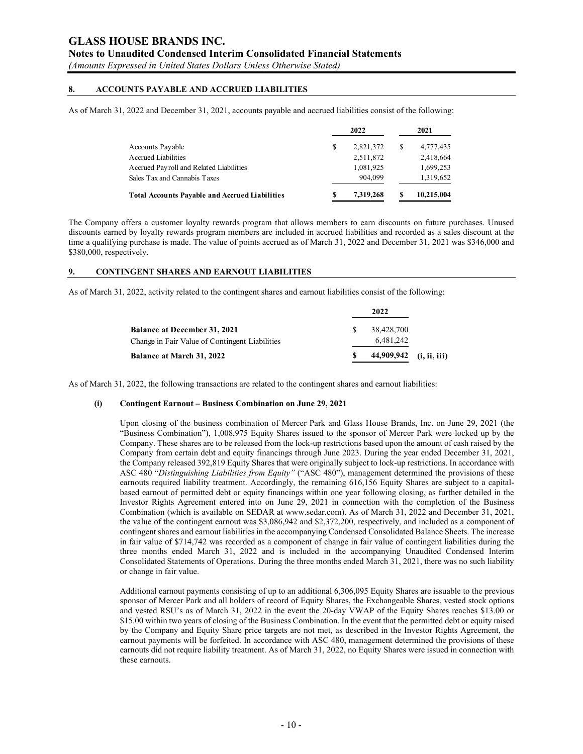## 8. ACCOUNTS PAYABLE AND ACCRUED LIABILITIES

As of March 31, 2022 and December 31, 2021, accounts payable and accrued liabilities consist of the following:

| | 2022 | 2021 |
|---|---|---|
| Accounts Payable | $ 2,821,372 | $ 4,777,435 |
| Accrued Liabilities | 2,511,872 | 2,418,664 |
| Accrued Payroll and Related Liabilities | 1,081,925 | 1,699,253 |
| Sales Tax and Cannabis Taxes | 904,099 | 1,319,652 |
| **Total Accounts Payable and Accrued Liabilities** | **$ 7,319,268** | **$ 10,215,004** |

The Company offers a customer loyalty rewards program that allows members to earn discounts on future purchases. Unused discounts earned by loyalty rewards program members are included in accrued liabilities and recorded as a sales discount at the time a qualifying purchase is made. The value of points accrued as of March 31, 2022 and December 31, 2021 was $346,000 and $380,000, respectively.

## 9. CONTINGENT SHARES AND EARNOUT LIABILITIES

As of March 31, 2022, activity related to the contingent shares and earnout liabilities consist of the following:

| | 2022 | |
|---|---|---|
| **Balance at December 31, 2021** | $ 38,428,700 | |
| Change in Fair Value of Contingent Liabilities | 6,481,242 | |
| **Balance at March 31, 2022** | **$ 44,909,942** | **(i, ii, iii)** |

As of March 31, 2022, the following transactions are related to the contingent shares and earnout liabilities:

**(i) Contingent Earnout – Business Combination on June 29, 2021**

Upon closing of the business combination of Mercer Park and Glass House Brands, Inc. on June 29, 2021 (the "Business Combination"), 1,008,975 Equity Shares issued to the sponsor of Mercer Park were locked up by the Company. These shares are to be released from the lock-up restrictions based upon the amount of cash raised by the Company from certain debt and equity financings through June 2023. During the year ended December 31, 2021, the Company released 392,819 Equity Shares that were originally subject to lock-up restrictions. In accordance with ASC 480 "*Distinguishing Liabilities from Equity"* ("ASC 480"), management determined the provisions of these earnouts required liability treatment. Accordingly, the remaining 616,156 Equity Shares are subject to a capital-based earnout of permitted debt or equity financings within one year following closing, as further detailed in the Investor Rights Agreement entered into on June 29, 2021 in connection with the completion of the Business Combination (which is available on SEDAR at www.sedar.com). As of March 31, 2022 and December 31, 2021, the value of the contingent earnout was $3,086,942 and $2,372,200, respectively, and included as a component of contingent shares and earnout liabilities in the accompanying Condensed Consolidated Balance Sheets. The increase in fair value of $714,742 was recorded as a component of change in fair value of contingent liabilities during the three months ended March 31, 2022 and is included in the accompanying Unaudited Condensed Interim Consolidated Statements of Operations. During the three months ended March 31, 2021, there was no such liability or change in fair value.

Additional earnout payments consisting of up to an additional 6,306,095 Equity Shares are issuable to the previous sponsor of Mercer Park and all holders of record of Equity Shares, the Exchangeable Shares, vested stock options and vested RSU's as of March 31, 2022 in the event the 20-day VWAP of the Equity Shares reaches $13.00 or $15.00 within two years of closing of the Business Combination. In the event that the permitted debt or equity raised by the Company and Equity Share price targets are not met, as described in the Investor Rights Agreement, the earnout payments will be forfeited. In accordance with ASC 480, management determined the provisions of these earnouts did not require liability treatment. As of March 31, 2022, no Equity Shares were issued in connection with these earnouts.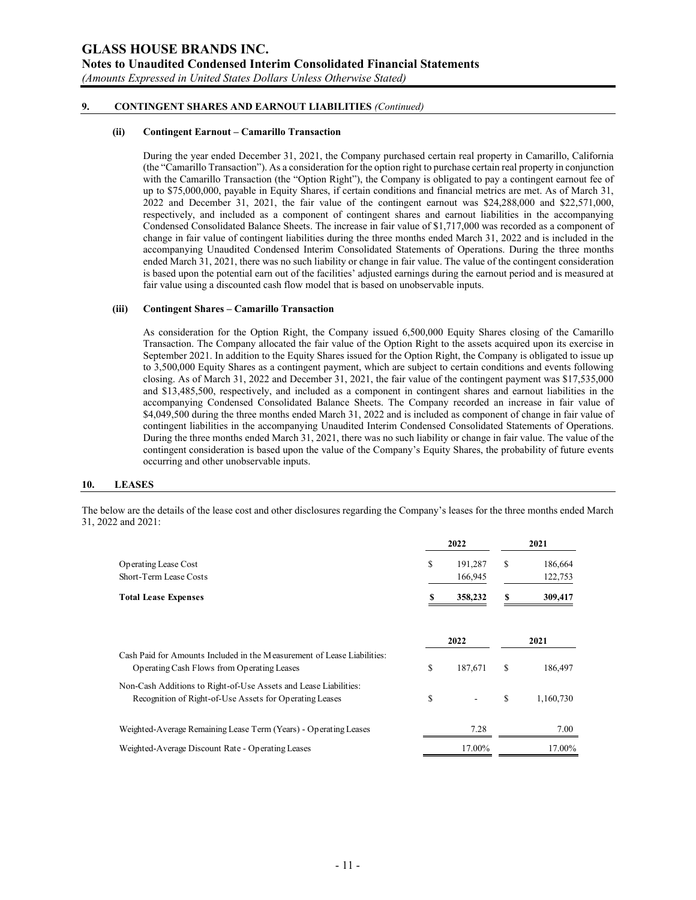## 9. CONTINGENT SHARES AND EARNOUT LIABILITIES *(Continued)*

### (ii) Contingent Earnout – Camarillo Transaction

During the year ended December 31, 2021, the Company purchased certain real property in Camarillo, California (the "Camarillo Transaction"). As a consideration for the option right to purchase certain real property in conjunction with the Camarillo Transaction (the "Option Right"), the Company is obligated to pay a contingent earnout fee of up to $75,000,000, payable in Equity Shares, if certain conditions and financial metrics are met. As of March 31, 2022 and December 31, 2021, the fair value of the contingent earnout was $24,288,000 and $22,571,000, respectively, and included as a component of contingent shares and earnout liabilities in the accompanying Condensed Consolidated Balance Sheets. The increase in fair value of $1,717,000 was recorded as a component of change in fair value of contingent liabilities during the three months ended March 31, 2022 and is included in the accompanying Unaudited Condensed Interim Consolidated Statements of Operations. During the three months ended March 31, 2021, there was no such liability or change in fair value. The value of the contingent consideration is based upon the potential earn out of the facilities' adjusted earnings during the earnout period and is measured at fair value using a discounted cash flow model that is based on unobservable inputs.

### (iii) Contingent Shares – Camarillo Transaction

As consideration for the Option Right, the Company issued 6,500,000 Equity Shares closing of the Camarillo Transaction. The Company allocated the fair value of the Option Right to the assets acquired upon its exercise in September 2021. In addition to the Equity Shares issued for the Option Right, the Company is obligated to issue up to 3,500,000 Equity Shares as a contingent payment, which are subject to certain conditions and events following closing. As of March 31, 2022 and December 31, 2021, the fair value of the contingent payment was $17,535,000 and $13,485,500, respectively, and included as a component in contingent shares and earnout liabilities in the accompanying Condensed Consolidated Balance Sheets. The Company recorded an increase in fair value of $4,049,500 during the three months ended March 31, 2022 and is included as component of change in fair value of contingent liabilities in the accompanying Unaudited Interim Condensed Consolidated Statements of Operations. During the three months ended March 31, 2021, there was no such liability or change in fair value. The value of the contingent consideration is based upon the value of the Company's Equity Shares, the probability of future events occurring and other unobservable inputs.

## 10. LEASES

The below are the details of the lease cost and other disclosures regarding the Company's leases for the three months ended March 31, 2022 and 2021:

| | 2022 | 2021 |
|---|---|---|
| Operating Lease Cost | $ 191,287 | $ 186,664 |
| Short-Term Lease Costs | 166,945 | 122,753 |
| **Total Lease Expenses** | **$ 358,232** | **$ 309,417** |

| | 2022 | 2021 |
|---|---|---|
| Cash Paid for Amounts Included in the Measurement of Lease Liabilities: | | |
| Operating Cash Flows from Operating Leases | $ 187,671 | $ 186,497 |
| Non-Cash Additions to Right-of-Use Assets and Lease Liabilities: | | |
| Recognition of Right-of-Use Assets for Operating Leases | $ - | $ 1,160,730 |
| Weighted-Average Remaining Lease Term (Years) - Operating Leases | 7.28 | 7.00 |
| Weighted-Average Discount Rate - Operating Leases | 17.00% | 17.00% |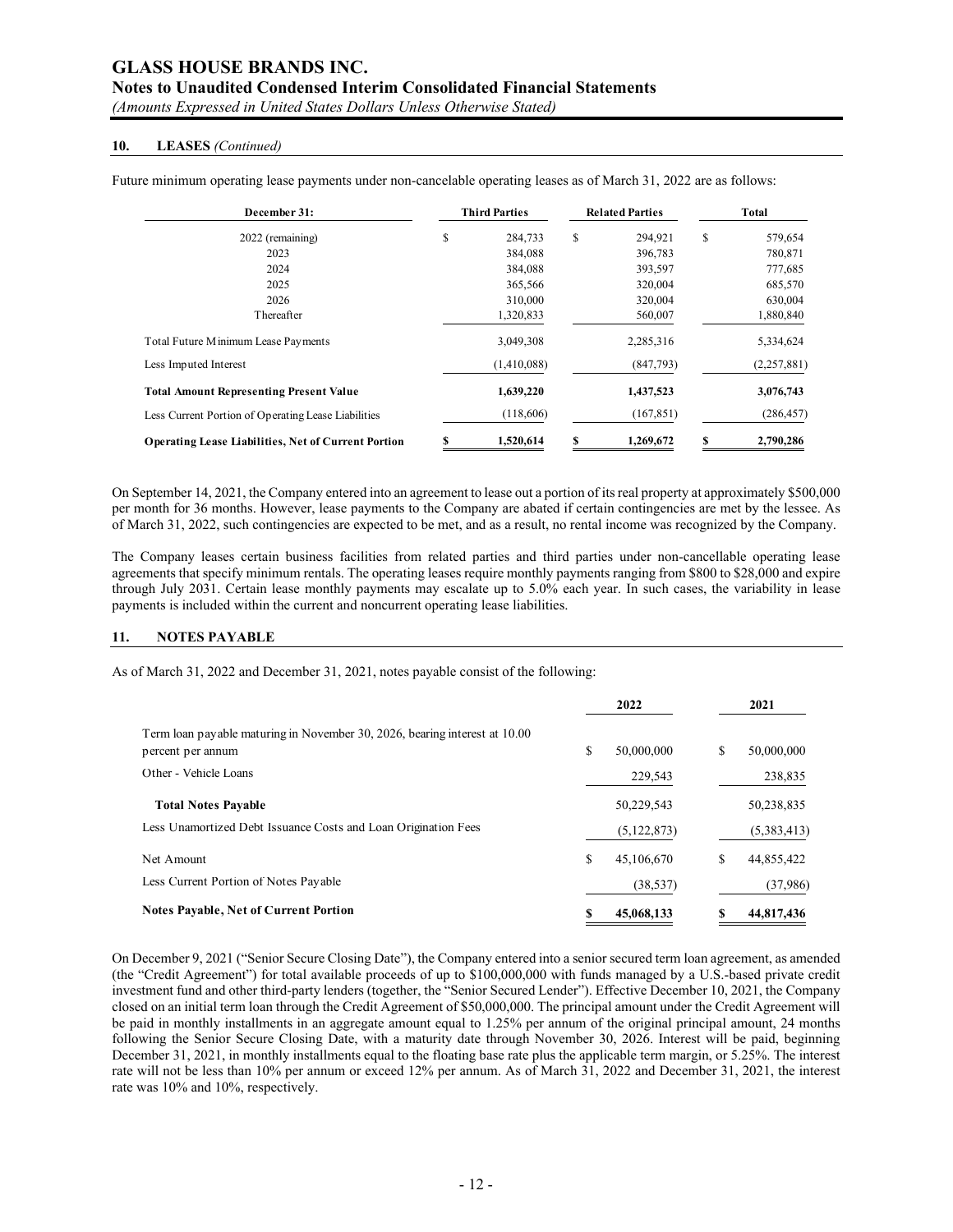#### 10. LEASES *(Continued)*

Future minimum operating lease payments under non-cancelable operating leases as of March 31, 2022 are as follows:

| December 31: | Third Parties | Related Parties | Total |
|---|---|---|---|
| 2022 (remaining) | $ 284,733 | $ 294,921 | $ 579,654 |
| 2023 | 384,088 | 396,783 | 780,871 |
| 2024 | 384,088 | 393,597 | 777,685 |
| 2025 | 365,566 | 320,004 | 685,570 |
| 2026 | 310,000 | 320,004 | 630,004 |
| Thereafter | 1,320,833 | 560,007 | 1,880,840 |
| Total Future Minimum Lease Payments | 3,049,308 | 2,285,316 | 5,334,624 |
| Less Imputed Interest | (1,410,088) | (847,793) | (2,257,881) |
| **Total Amount Representing Present Value** | **1,639,220** | **1,437,523** | **3,076,743** |
| Less Current Portion of Operating Lease Liabilities | (118,606) | (167,851) | (286,457) |
| **Operating Lease Liabilities, Net of Current Portion** | **$ 1,520,614** | **$ 1,269,672** | **$ 2,790,286** |

On September 14, 2021, the Company entered into an agreement to lease out a portion of its real property at approximately $500,000 per month for 36 months. However, lease payments to the Company are abated if certain contingencies are met by the lessee. As of March 31, 2022, such contingencies are expected to be met, and as a result, no rental income was recognized by the Company.

The Company leases certain business facilities from related parties and third parties under non-cancellable operating lease agreements that specify minimum rentals. The operating leases require monthly payments ranging from $800 to $28,000 and expire through July 2031. Certain lease monthly payments may escalate up to 5.0% each year. In such cases, the variability in lease payments is included within the current and noncurrent operating lease liabilities.

#### 11. NOTES PAYABLE

As of March 31, 2022 and December 31, 2021, notes payable consist of the following:

| | 2022 | 2021 |
|---|---|---|
| Term loan payable maturing in November 30, 2026, bearing interest at 10.00 percent per annum | $ 50,000,000 | $ 50,000,000 |
| Other - Vehicle Loans | 229,543 | 238,835 |
| **Total Notes Payable** | 50,229,543 | 50,238,835 |
| Less Unamortized Debt Issuance Costs and Loan Origination Fees | (5,122,873) | (5,383,413) |
| Net Amount | $ 45,106,670 | $ 44,855,422 |
| Less Current Portion of Notes Payable | (38,537) | (37,986) |
| **Notes Payable, Net of Current Portion** | **$ 45,068,133** | **$ 44,817,436** |

On December 9, 2021 ("Senior Secure Closing Date"), the Company entered into a senior secured term loan agreement, as amended (the "Credit Agreement") for total available proceeds of up to $100,000,000 with funds managed by a U.S.-based private credit investment fund and other third-party lenders (together, the "Senior Secured Lender"). Effective December 10, 2021, the Company closed on an initial term loan through the Credit Agreement of $50,000,000. The principal amount under the Credit Agreement will be paid in monthly installments in an aggregate amount equal to 1.25% per annum of the original principal amount, 24 months following the Senior Secure Closing Date, with a maturity date through November 30, 2026. Interest will be paid, beginning December 31, 2021, in monthly installments equal to the floating base rate plus the applicable term margin, or 5.25%. The interest rate will not be less than 10% per annum or exceed 12% per annum. As of March 31, 2022 and December 31, 2021, the interest rate was 10% and 10%, respectively.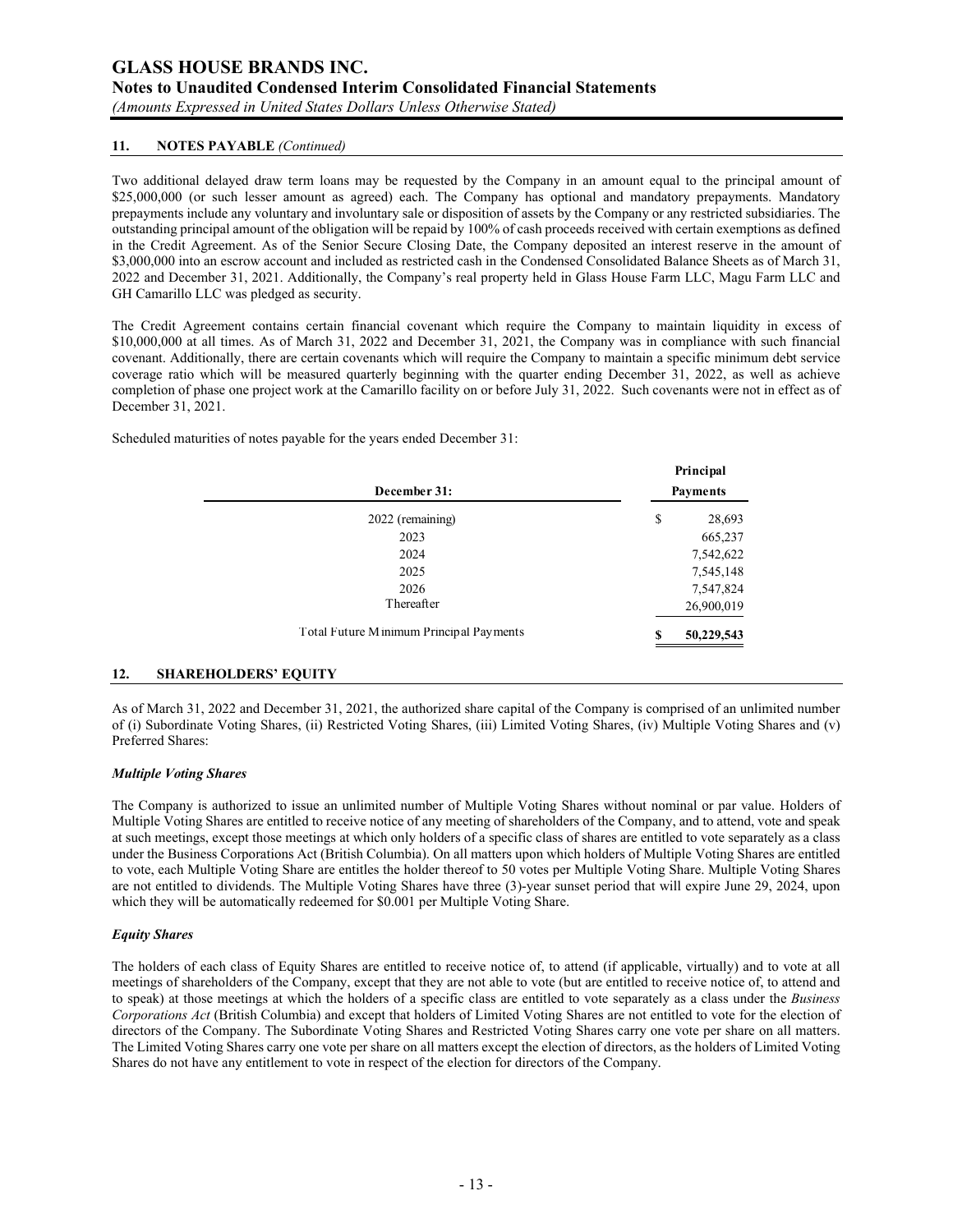## 11. NOTES PAYABLE *(Continued)*

Two additional delayed draw term loans may be requested by the Company in an amount equal to the principal amount of \$25,000,000 (or such lesser amount as agreed) each. The Company has optional and mandatory prepayments. Mandatory prepayments include any voluntary and involuntary sale or disposition of assets by the Company or any restricted subsidiaries. The outstanding principal amount of the obligation will be repaid by 100% of cash proceeds received with certain exemptions as defined in the Credit Agreement. As of the Senior Secure Closing Date, the Company deposited an interest reserve in the amount of \$3,000,000 into an escrow account and included as restricted cash in the Condensed Consolidated Balance Sheets as of March 31, 2022 and December 31, 2021. Additionally, the Company's real property held in Glass House Farm LLC, Magu Farm LLC and GH Camarillo LLC was pledged as security.

The Credit Agreement contains certain financial covenant which require the Company to maintain liquidity in excess of \$10,000,000 at all times. As of March 31, 2022 and December 31, 2021, the Company was in compliance with such financial covenant. Additionally, there are certain covenants which will require the Company to maintain a specific minimum debt service coverage ratio which will be measured quarterly beginning with the quarter ending December 31, 2022, as well as achieve completion of phase one project work at the Camarillo facility on or before July 31, 2022. Such covenants were not in effect as of December 31, 2021.

Scheduled maturities of notes payable for the years ended December 31:

| December 31: | Principal Payments |
|---|---|
| 2022 (remaining) | \$ 28,693 |
| 2023 | 665,237 |
| 2024 | 7,542,622 |
| 2025 | 7,545,148 |
| 2026 | 7,547,824 |
| Thereafter | 26,900,019 |
| Total Future Minimum Principal Payments | \$ 50,229,543 |

## 12. SHAREHOLDERS' EQUITY

As of March 31, 2022 and December 31, 2021, the authorized share capital of the Company is comprised of an unlimited number of (i) Subordinate Voting Shares, (ii) Restricted Voting Shares, (iii) Limited Voting Shares, (iv) Multiple Voting Shares and (v) Preferred Shares:

### *Multiple Voting Shares*

The Company is authorized to issue an unlimited number of Multiple Voting Shares without nominal or par value. Holders of Multiple Voting Shares are entitled to receive notice of any meeting of shareholders of the Company, and to attend, vote and speak at such meetings, except those meetings at which only holders of a specific class of shares are entitled to vote separately as a class under the Business Corporations Act (British Columbia). On all matters upon which holders of Multiple Voting Shares are entitled to vote, each Multiple Voting Share are entitles the holder thereof to 50 votes per Multiple Voting Share. Multiple Voting Shares are not entitled to dividends. The Multiple Voting Shares have three (3)-year sunset period that will expire June 29, 2024, upon which they will be automatically redeemed for \$0.001 per Multiple Voting Share.

### *Equity Shares*

The holders of each class of Equity Shares are entitled to receive notice of, to attend (if applicable, virtually) and to vote at all meetings of shareholders of the Company, except that they are not able to vote (but are entitled to receive notice of, to attend and to speak) at those meetings at which the holders of a specific class are entitled to vote separately as a class under the *Business Corporations Act* (British Columbia) and except that holders of Limited Voting Shares are not entitled to vote for the election of directors of the Company. The Subordinate Voting Shares and Restricted Voting Shares carry one vote per share on all matters. The Limited Voting Shares carry one vote per share on all matters except the election of directors, as the holders of Limited Voting Shares do not have any entitlement to vote in respect of the election for directors of the Company.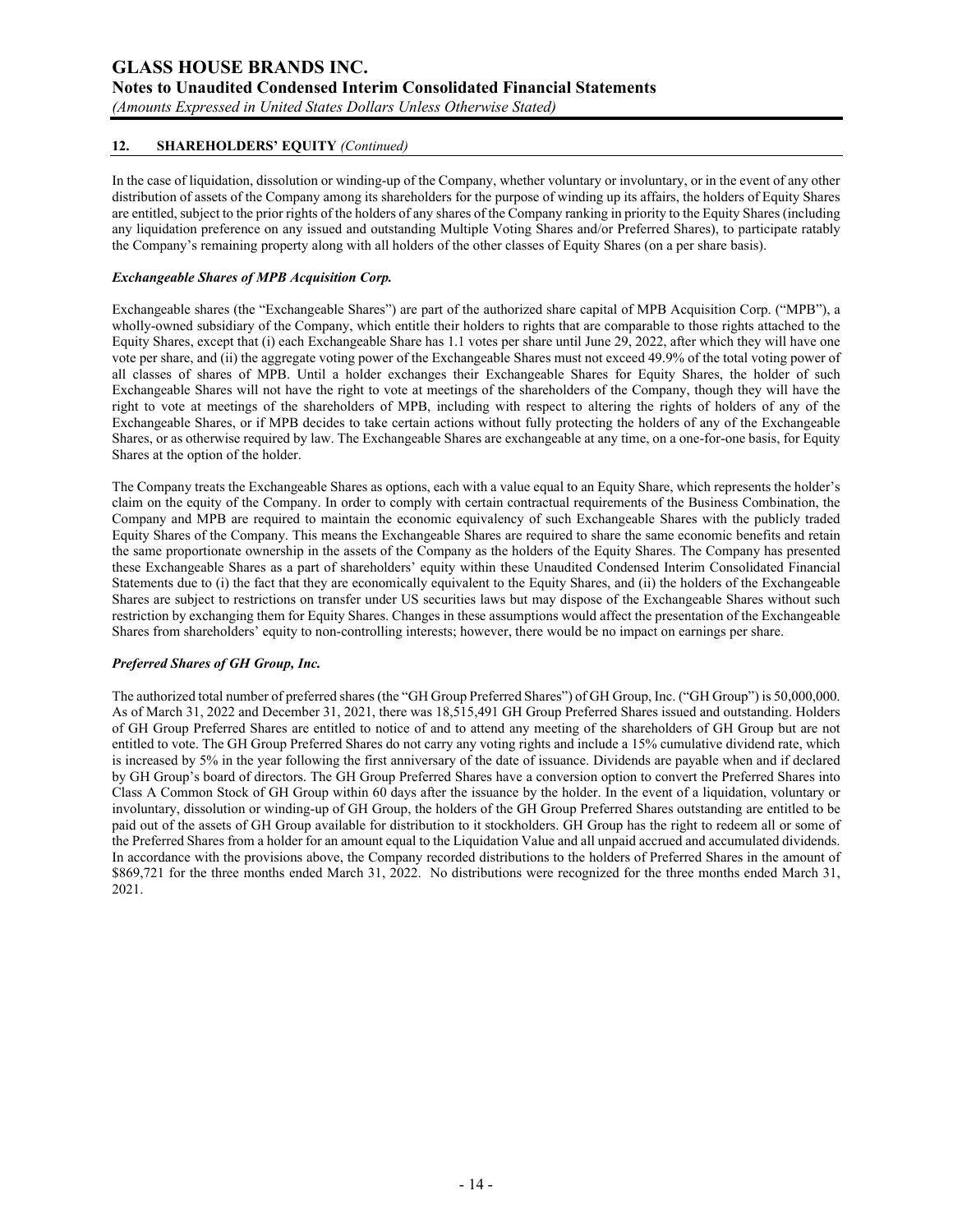## 12. SHAREHOLDERS' EQUITY *(Continued)*

In the case of liquidation, dissolution or winding-up of the Company, whether voluntary or involuntary, or in the event of any other distribution of assets of the Company among its shareholders for the purpose of winding up its affairs, the holders of Equity Shares are entitled, subject to the prior rights of the holders of any shares of the Company ranking in priority to the Equity Shares (including any liquidation preference on any issued and outstanding Multiple Voting Shares and/or Preferred Shares), to participate ratably the Company's remaining property along with all holders of the other classes of Equity Shares (on a per share basis).

### *Exchangeable Shares of MPB Acquisition Corp.*

Exchangeable shares (the "Exchangeable Shares") are part of the authorized share capital of MPB Acquisition Corp. ("MPB"), a wholly-owned subsidiary of the Company, which entitle their holders to rights that are comparable to those rights attached to the Equity Shares, except that (i) each Exchangeable Share has 1.1 votes per share until June 29, 2022, after which they will have one vote per share, and (ii) the aggregate voting power of the Exchangeable Shares must not exceed 49.9% of the total voting power of all classes of shares of MPB. Until a holder exchanges their Exchangeable Shares for Equity Shares, the holder of such Exchangeable Shares will not have the right to vote at meetings of the shareholders of the Company, though they will have the right to vote at meetings of the shareholders of MPB, including with respect to altering the rights of holders of any of the Exchangeable Shares, or if MPB decides to take certain actions without fully protecting the holders of any of the Exchangeable Shares, or as otherwise required by law. The Exchangeable Shares are exchangeable at any time, on a one-for-one basis, for Equity Shares at the option of the holder.

The Company treats the Exchangeable Shares as options, each with a value equal to an Equity Share, which represents the holder's claim on the equity of the Company. In order to comply with certain contractual requirements of the Business Combination, the Company and MPB are required to maintain the economic equivalency of such Exchangeable Shares with the publicly traded Equity Shares of the Company. This means the Exchangeable Shares are required to share the same economic benefits and retain the same proportionate ownership in the assets of the Company as the holders of the Equity Shares. The Company has presented these Exchangeable Shares as a part of shareholders' equity within these Unaudited Condensed Interim Consolidated Financial Statements due to (i) the fact that they are economically equivalent to the Equity Shares, and (ii) the holders of the Exchangeable Shares are subject to restrictions on transfer under US securities laws but may dispose of the Exchangeable Shares without such restriction by exchanging them for Equity Shares. Changes in these assumptions would affect the presentation of the Exchangeable Shares from shareholders' equity to non-controlling interests; however, there would be no impact on earnings per share.

### *Preferred Shares of GH Group, Inc.*

The authorized total number of preferred shares (the "GH Group Preferred Shares") of GH Group, Inc. ("GH Group") is 50,000,000. As of March 31, 2022 and December 31, 2021, there was 18,515,491 GH Group Preferred Shares issued and outstanding. Holders of GH Group Preferred Shares are entitled to notice of and to attend any meeting of the shareholders of GH Group but are not entitled to vote. The GH Group Preferred Shares do not carry any voting rights and include a 15% cumulative dividend rate, which is increased by 5% in the year following the first anniversary of the date of issuance. Dividends are payable when and if declared by GH Group's board of directors. The GH Group Preferred Shares have a conversion option to convert the Preferred Shares into Class A Common Stock of GH Group within 60 days after the issuance by the holder. In the event of a liquidation, voluntary or involuntary, dissolution or winding-up of GH Group, the holders of the GH Group Preferred Shares outstanding are entitled to be paid out of the assets of GH Group available for distribution to it stockholders. GH Group has the right to redeem all or some of the Preferred Shares from a holder for an amount equal to the Liquidation Value and all unpaid accrued and accumulated dividends. In accordance with the provisions above, the Company recorded distributions to the holders of Preferred Shares in the amount of $869,721 for the three months ended March 31, 2022. No distributions were recognized for the three months ended March 31, 2021.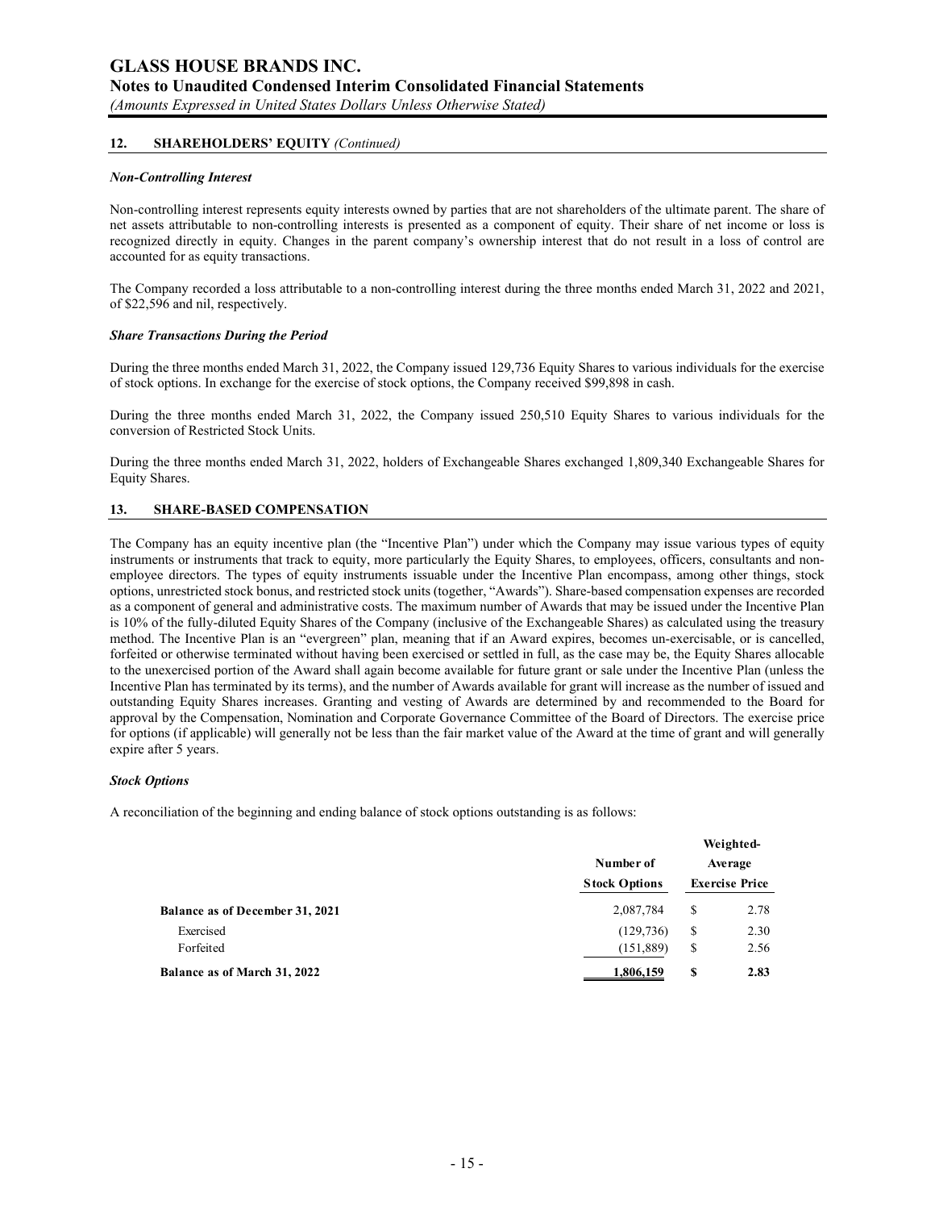## 12. SHAREHOLDERS' EQUITY *(Continued)*

***Non-Controlling Interest***

Non-controlling interest represents equity interests owned by parties that are not shareholders of the ultimate parent. The share of net assets attributable to non-controlling interests is presented as a component of equity. Their share of net income or loss is recognized directly in equity. Changes in the parent company's ownership interest that do not result in a loss of control are accounted for as equity transactions.

The Company recorded a loss attributable to a non-controlling interest during the three months ended March 31, 2022 and 2021, of \$22,596 and nil, respectively.

***Share Transactions During the Period***

During the three months ended March 31, 2022, the Company issued 129,736 Equity Shares to various individuals for the exercise of stock options. In exchange for the exercise of stock options, the Company received \$99,898 in cash.

During the three months ended March 31, 2022, the Company issued 250,510 Equity Shares to various individuals for the conversion of Restricted Stock Units.

During the three months ended March 31, 2022, holders of Exchangeable Shares exchanged 1,809,340 Exchangeable Shares for Equity Shares.

## 13. SHARE-BASED COMPENSATION

The Company has an equity incentive plan (the "Incentive Plan") under which the Company may issue various types of equity instruments or instruments that track to equity, more particularly the Equity Shares, to employees, officers, consultants and non-employee directors. The types of equity instruments issuable under the Incentive Plan encompass, among other things, stock options, unrestricted stock bonus, and restricted stock units (together, "Awards"). Share-based compensation expenses are recorded as a component of general and administrative costs. The maximum number of Awards that may be issued under the Incentive Plan is 10% of the fully-diluted Equity Shares of the Company (inclusive of the Exchangeable Shares) as calculated using the treasury method. The Incentive Plan is an "evergreen" plan, meaning that if an Award expires, becomes un-exercisable, or is cancelled, forfeited or otherwise terminated without having been exercised or settled in full, as the case may be, the Equity Shares allocable to the unexercised portion of the Award shall again become available for future grant or sale under the Incentive Plan (unless the Incentive Plan has terminated by its terms), and the number of Awards available for grant will increase as the number of issued and outstanding Equity Shares increases. Granting and vesting of Awards are determined by and recommended to the Board for approval by the Compensation, Nomination and Corporate Governance Committee of the Board of Directors. The exercise price for options (if applicable) will generally not be less than the fair market value of the Award at the time of grant and will generally expire after 5 years.

***Stock Options***

A reconciliation of the beginning and ending balance of stock options outstanding is as follows:

| | Number of Stock Options | Weighted-Average Exercise Price |
|---|---|---|
| **Balance as of December 31, 2021** | 2,087,784 | \$ 2.78 |
| Exercised | (129,736) | \$ 2.30 |
| Forfeited | (151,889) | \$ 2.56 |
| **Balance as of March 31, 2022** | **1,806,159** | **\$ 2.83** |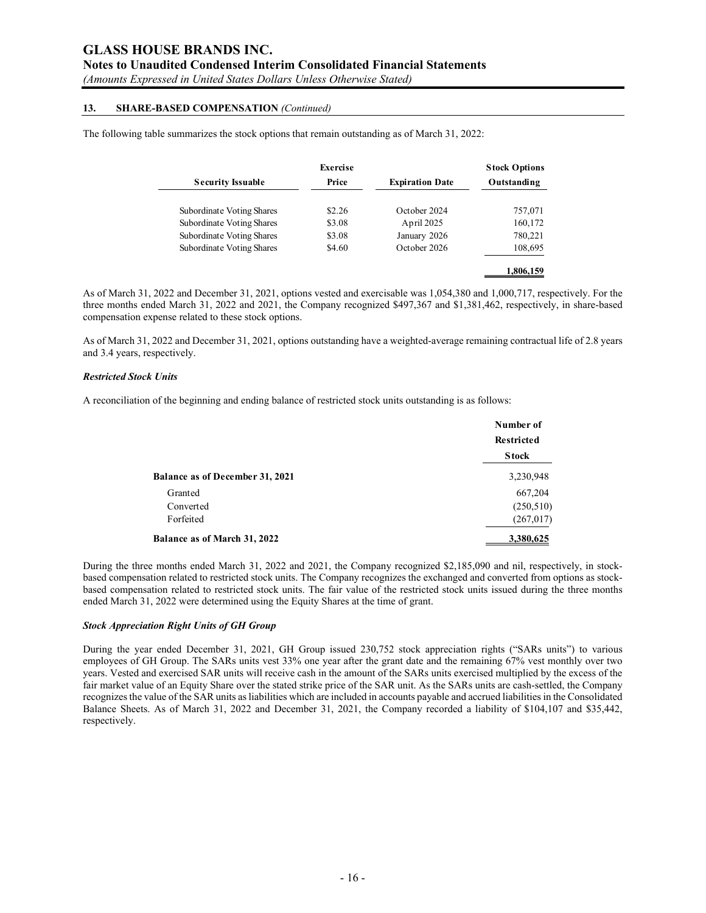#### 13. SHARE-BASED COMPENSATION *(Continued)*

The following table summarizes the stock options that remain outstanding as of March 31, 2022:

| Security Issuable | Exercise Price | Expiration Date | Stock Options Outstanding |
|---|---|---|---|
| Subordinate Voting Shares | $2.26 | October 2024 | 757,071 |
| Subordinate Voting Shares | $3.08 | April 2025 | 160,172 |
| Subordinate Voting Shares | $3.08 | January 2026 | 780,221 |
| Subordinate Voting Shares | $4.60 | October 2026 | 108,695 |
| | | | **1,806,159** |

As of March 31, 2022 and December 31, 2021, options vested and exercisable was 1,054,380 and 1,000,717, respectively. For the three months ended March 31, 2022 and 2021, the Company recognized $497,367 and $1,381,462, respectively, in share-based compensation expense related to these stock options.

As of March 31, 2022 and December 31, 2021, options outstanding have a weighted-average remaining contractual life of 2.8 years and 3.4 years, respectively.

***Restricted Stock Units***

A reconciliation of the beginning and ending balance of restricted stock units outstanding is as follows:

| | Number of Restricted Stock |
|---|---|
| **Balance as of December 31, 2021** | 3,230,948 |
| Granted | 667,204 |
| Converted | (250,510) |
| Forfeited | (267,017) |
| **Balance as of March 31, 2022** | **3,380,625** |

During the three months ended March 31, 2022 and 2021, the Company recognized $2,185,090 and nil, respectively, in stock-based compensation related to restricted stock units. The Company recognizes the exchanged and converted from options as stock-based compensation related to restricted stock units. The fair value of the restricted stock units issued during the three months ended March 31, 2022 were determined using the Equity Shares at the time of grant.

***Stock Appreciation Right Units of GH Group***

During the year ended December 31, 2021, GH Group issued 230,752 stock appreciation rights ("SARs units") to various employees of GH Group. The SARs units vest 33% one year after the grant date and the remaining 67% vest monthly over two years. Vested and exercised SAR units will receive cash in the amount of the SARs units exercised multiplied by the excess of the fair market value of an Equity Share over the stated strike price of the SAR unit. As the SARs units are cash-settled, the Company recognizes the value of the SAR units as liabilities which are included in accounts payable and accrued liabilities in the Consolidated Balance Sheets. As of March 31, 2022 and December 31, 2021, the Company recorded a liability of $104,107 and $35,442, respectively.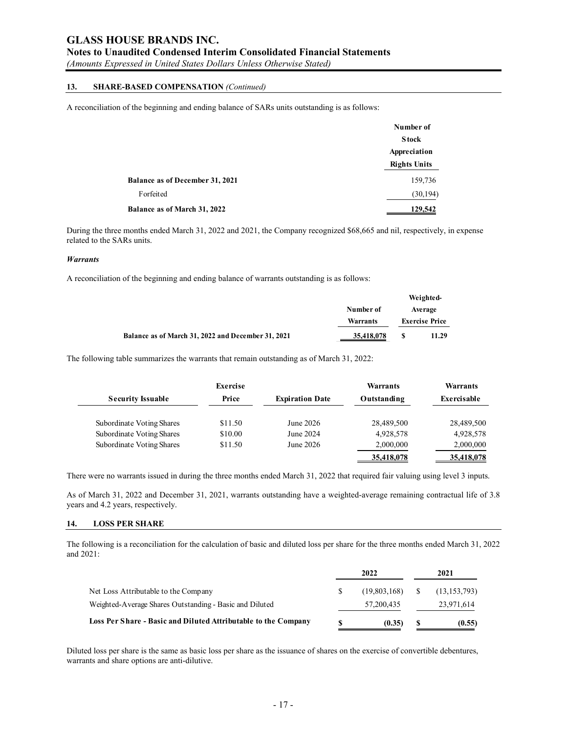### 13. SHARE-BASED COMPENSATION *(Continued)*

A reconciliation of the beginning and ending balance of SARs units outstanding is as follows:

| | Number of Stock Appreciation Rights Units |
|---|---|
| **Balance as of December 31, 2021** | 159,736 |
| Forfeited | (30,194) |
| **Balance as of March 31, 2022** | **129,542** |

During the three months ended March 31, 2022 and 2021, the Company recognized $68,665 and nil, respectively, in expense related to the SARs units.

***Warrants***

A reconciliation of the beginning and ending balance of warrants outstanding is as follows:

| | Number of Warrants | Weighted-Average Exercise Price |
|---|---|---|
| **Balance as of March 31, 2022 and December 31, 2021** | **35,418,078** | **$ 11.29** |

The following table summarizes the warrants that remain outstanding as of March 31, 2022:

| Security Issuable | Exercise Price | Expiration Date | Warrants Outstanding | Warrants Exercisable |
|---|---|---|---|---|
| Subordinate Voting Shares | $11.50 | June 2026 | 28,489,500 | 28,489,500 |
| Subordinate Voting Shares | $10.00 | June 2024 | 4,928,578 | 4,928,578 |
| Subordinate Voting Shares | $11.50 | June 2026 | 2,000,000 | 2,000,000 |
| | | | **35,418,078** | **35,418,078** |

There were no warrants issued in during the three months ended March 31, 2022 that required fair valuing using level 3 inputs.

As of March 31, 2022 and December 31, 2021, warrants outstanding have a weighted-average remaining contractual life of 3.8 years and 4.2 years, respectively.

### 14. LOSS PER SHARE

The following is a reconciliation for the calculation of basic and diluted loss per share for the three months ended March 31, 2022 and 2021:

| | 2022 | 2021 |
|---|---|---|
| Net Loss Attributable to the Company | $ (19,803,168) | $ (13,153,793) |
| Weighted-Average Shares Outstanding - Basic and Diluted | 57,200,435 | 23,971,614 |
| **Loss Per Share - Basic and Diluted Attributable to the Company** | **$ (0.35)** | **$ (0.55)** |

Diluted loss per share is the same as basic loss per share as the issuance of shares on the exercise of convertible debentures, warrants and share options are anti-dilutive.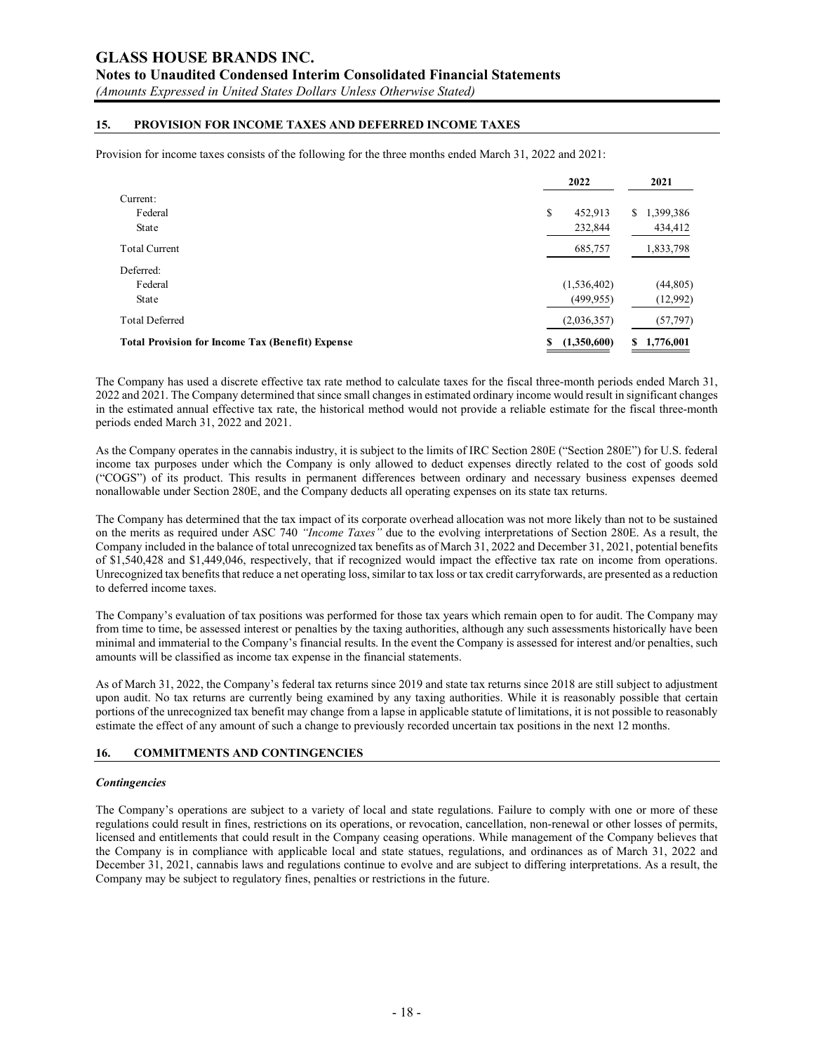## 15. PROVISION FOR INCOME TAXES AND DEFERRED INCOME TAXES

Provision for income taxes consists of the following for the three months ended March 31, 2022 and 2021:

| | 2022 | 2021 |
|---|---|---|
| Current: | | |
| Federal | $ 452,913 | $ 1,399,386 |
| State | 232,844 | 434,412 |
| Total Current | 685,757 | 1,833,798 |
| Deferred: | | |
| Federal | (1,536,402) | (44,805) |
| State | (499,955) | (12,992) |
| Total Deferred | (2,036,357) | (57,797) |
| **Total Provision for Income Tax (Benefit) Expense** | **$ (1,350,600)** | **$ 1,776,001** |

The Company has used a discrete effective tax rate method to calculate taxes for the fiscal three-month periods ended March 31, 2022 and 2021. The Company determined that since small changes in estimated ordinary income would result in significant changes in the estimated annual effective tax rate, the historical method would not provide a reliable estimate for the fiscal three-month periods ended March 31, 2022 and 2021.

As the Company operates in the cannabis industry, it is subject to the limits of IRC Section 280E ("Section 280E") for U.S. federal income tax purposes under which the Company is only allowed to deduct expenses directly related to the cost of goods sold ("COGS") of its product. This results in permanent differences between ordinary and necessary business expenses deemed nonallowable under Section 280E, and the Company deducts all operating expenses on its state tax returns.

The Company has determined that the tax impact of its corporate overhead allocation was not more likely than not to be sustained on the merits as required under ASC 740 *"Income Taxes"* due to the evolving interpretations of Section 280E. As a result, the Company included in the balance of total unrecognized tax benefits as of March 31, 2022 and December 31, 2021, potential benefits of $1,540,428 and $1,449,046, respectively, that if recognized would impact the effective tax rate on income from operations. Unrecognized tax benefits that reduce a net operating loss, similar to tax loss or tax credit carryforwards, are presented as a reduction to deferred income taxes.

The Company's evaluation of tax positions was performed for those tax years which remain open to for audit. The Company may from time to time, be assessed interest or penalties by the taxing authorities, although any such assessments historically have been minimal and immaterial to the Company's financial results. In the event the Company is assessed for interest and/or penalties, such amounts will be classified as income tax expense in the financial statements.

As of March 31, 2022, the Company's federal tax returns since 2019 and state tax returns since 2018 are still subject to adjustment upon audit. No tax returns are currently being examined by any taxing authorities. While it is reasonably possible that certain portions of the unrecognized tax benefit may change from a lapse in applicable statute of limitations, it is not possible to reasonably estimate the effect of any amount of such a change to previously recorded uncertain tax positions in the next 12 months.

## 16. COMMITMENTS AND CONTINGENCIES

***Contingencies***

The Company's operations are subject to a variety of local and state regulations. Failure to comply with one or more of these regulations could result in fines, restrictions on its operations, or revocation, cancellation, non-renewal or other losses of permits, licensed and entitlements that could result in the Company ceasing operations. While management of the Company believes that the Company is in compliance with applicable local and state statues, regulations, and ordinances as of March 31, 2022 and December 31, 2021, cannabis laws and regulations continue to evolve and are subject to differing interpretations. As a result, the Company may be subject to regulatory fines, penalties or restrictions in the future.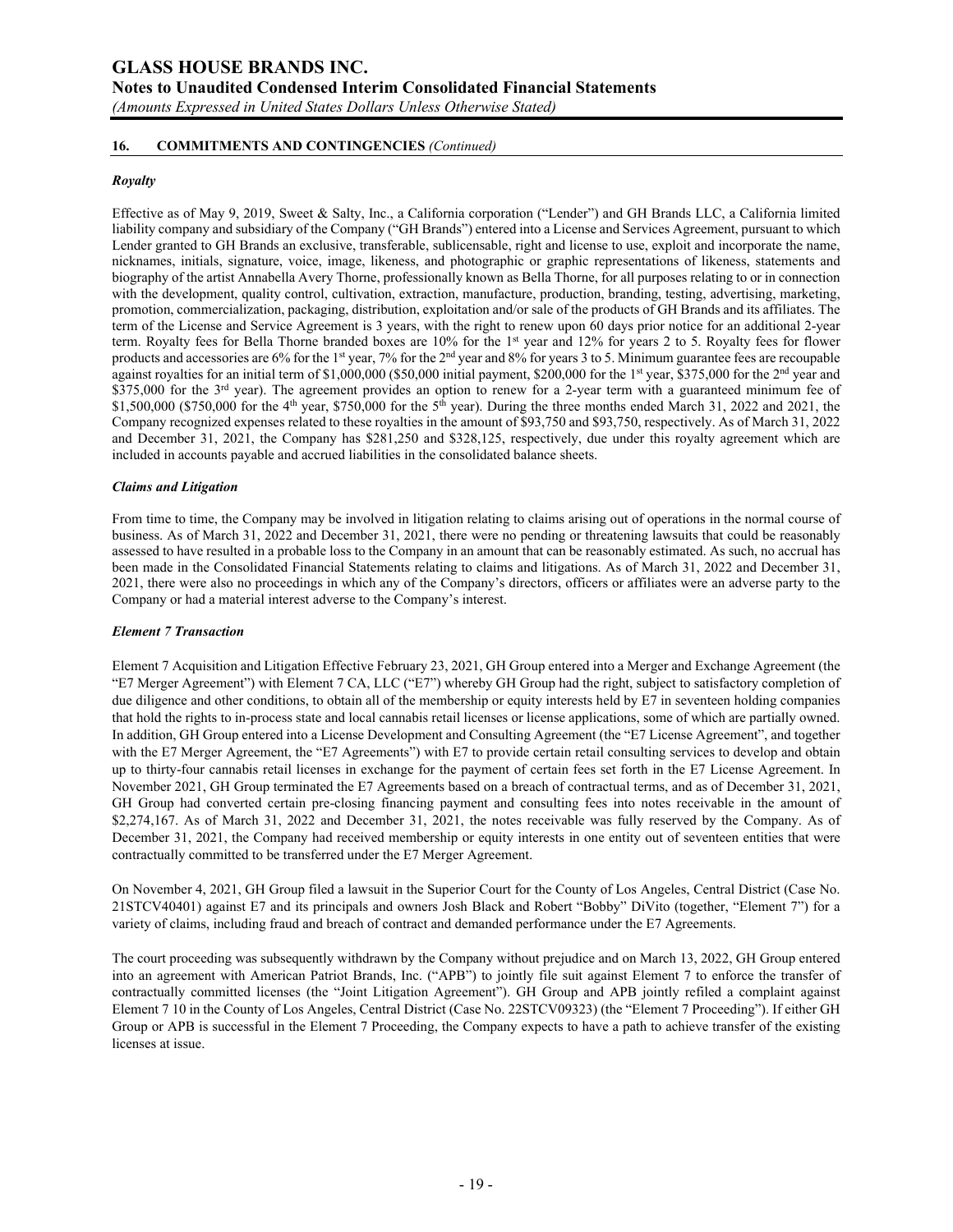## 16. COMMITMENTS AND CONTINGENCIES *(Continued)*

***Royalty***

Effective as of May 9, 2019, Sweet & Salty, Inc., a California corporation ("Lender") and GH Brands LLC, a California limited liability company and subsidiary of the Company ("GH Brands") entered into a License and Services Agreement, pursuant to which Lender granted to GH Brands an exclusive, transferable, sublicensable, right and license to use, exploit and incorporate the name, nicknames, initials, signature, voice, image, likeness, and photographic or graphic representations of likeness, statements and biography of the artist Annabella Avery Thorne, professionally known as Bella Thorne, for all purposes relating to or in connection with the development, quality control, cultivation, extraction, manufacture, production, branding, testing, advertising, marketing, promotion, commercialization, packaging, distribution, exploitation and/or sale of the products of GH Brands and its affiliates. The term of the License and Service Agreement is 3 years, with the right to renew upon 60 days prior notice for an additional 2-year term. Royalty fees for Bella Thorne branded boxes are 10% for the 1st year and 12% for years 2 to 5. Royalty fees for flower products and accessories are 6% for the 1st year, 7% for the 2nd year and 8% for years 3 to 5. Minimum guarantee fees are recoupable against royalties for an initial term of $1,000,000 ($50,000 initial payment, $200,000 for the 1st year, $375,000 for the 2nd year and $375,000 for the 3rd year). The agreement provides an option to renew for a 2-year term with a guaranteed minimum fee of $1,500,000 ($750,000 for the 4th year, $750,000 for the 5th year). During the three months ended March 31, 2022 and 2021, the Company recognized expenses related to these royalties in the amount of $93,750 and $93,750, respectively. As of March 31, 2022 and December 31, 2021, the Company has $281,250 and $328,125, respectively, due under this royalty agreement which are included in accounts payable and accrued liabilities in the consolidated balance sheets.

***Claims and Litigation***

From time to time, the Company may be involved in litigation relating to claims arising out of operations in the normal course of business. As of March 31, 2022 and December 31, 2021, there were no pending or threatening lawsuits that could be reasonably assessed to have resulted in a probable loss to the Company in an amount that can be reasonably estimated. As such, no accrual has been made in the Consolidated Financial Statements relating to claims and litigations. As of March 31, 2022 and December 31, 2021, there were also no proceedings in which any of the Company's directors, officers or affiliates were an adverse party to the Company or had a material interest adverse to the Company's interest.

***Element 7 Transaction***

Element 7 Acquisition and Litigation Effective February 23, 2021, GH Group entered into a Merger and Exchange Agreement (the "E7 Merger Agreement") with Element 7 CA, LLC ("E7") whereby GH Group had the right, subject to satisfactory completion of due diligence and other conditions, to obtain all of the membership or equity interests held by E7 in seventeen holding companies that hold the rights to in-process state and local cannabis retail licenses or license applications, some of which are partially owned. In addition, GH Group entered into a License Development and Consulting Agreement (the "E7 License Agreement", and together with the E7 Merger Agreement, the "E7 Agreements") with E7 to provide certain retail consulting services to develop and obtain up to thirty-four cannabis retail licenses in exchange for the payment of certain fees set forth in the E7 License Agreement. In November 2021, GH Group terminated the E7 Agreements based on a breach of contractual terms, and as of December 31, 2021, GH Group had converted certain pre-closing financing payment and consulting fees into notes receivable in the amount of $2,274,167. As of March 31, 2022 and December 31, 2021, the notes receivable was fully reserved by the Company. As of December 31, 2021, the Company had received membership or equity interests in one entity out of seventeen entities that were contractually committed to be transferred under the E7 Merger Agreement.

On November 4, 2021, GH Group filed a lawsuit in the Superior Court for the County of Los Angeles, Central District (Case No. 21STCV40401) against E7 and its principals and owners Josh Black and Robert "Bobby" DiVito (together, "Element 7") for a variety of claims, including fraud and breach of contract and demanded performance under the E7 Agreements.

The court proceeding was subsequently withdrawn by the Company without prejudice and on March 13, 2022, GH Group entered into an agreement with American Patriot Brands, Inc. ("APB") to jointly file suit against Element 7 to enforce the transfer of contractually committed licenses (the "Joint Litigation Agreement"). GH Group and APB jointly refiled a complaint against Element 7 10 in the County of Los Angeles, Central District (Case No. 22STCV09323) (the "Element 7 Proceeding"). If either GH Group or APB is successful in the Element 7 Proceeding, the Company expects to have a path to achieve transfer of the existing licenses at issue.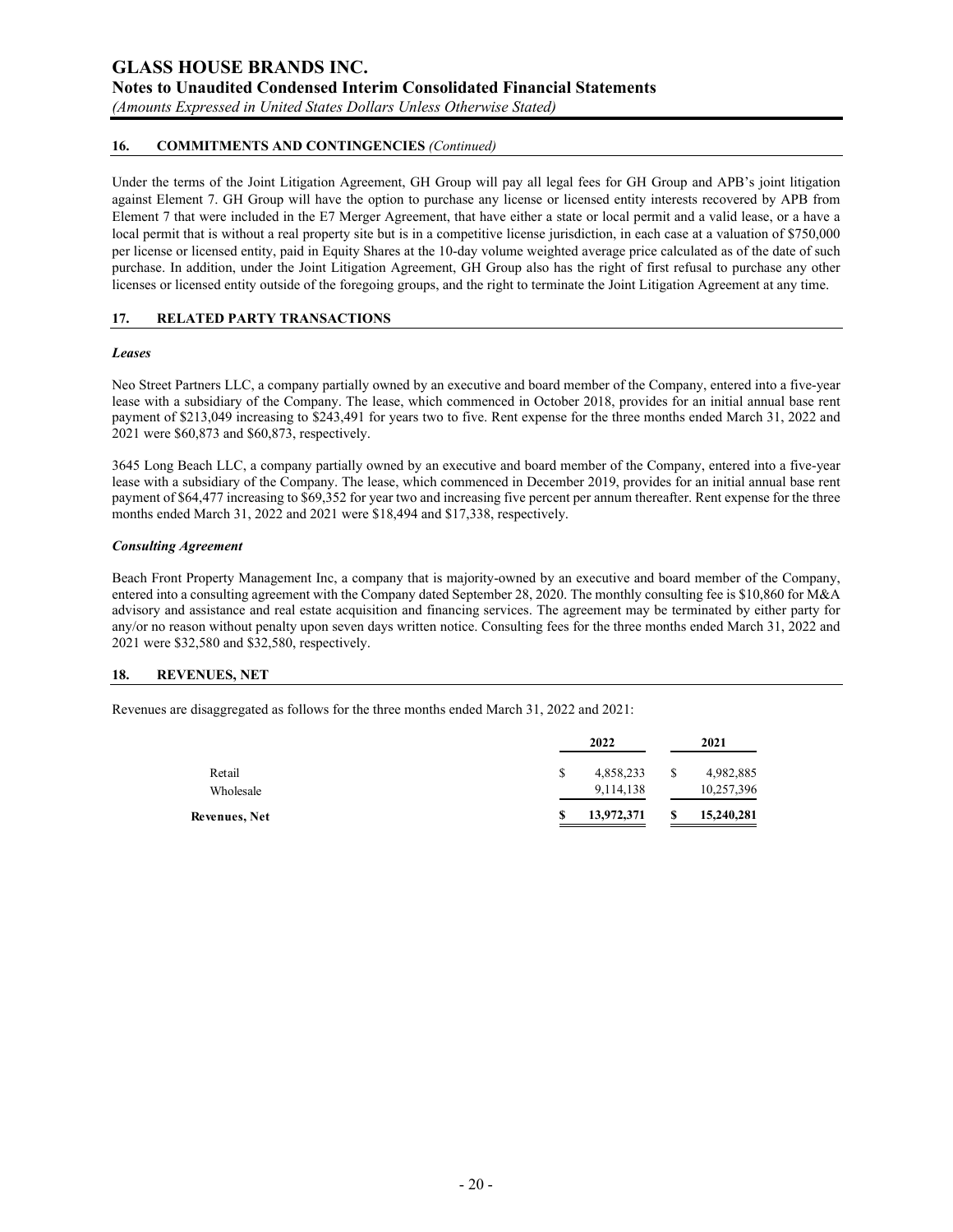## 16. COMMITMENTS AND CONTINGENCIES *(Continued)*

Under the terms of the Joint Litigation Agreement, GH Group will pay all legal fees for GH Group and APB's joint litigation against Element 7. GH Group will have the option to purchase any license or licensed entity interests recovered by APB from Element 7 that were included in the E7 Merger Agreement, that have either a state or local permit and a valid lease, or a have a local permit that is without a real property site but is in a competitive license jurisdiction, in each case at a valuation of $750,000 per license or licensed entity, paid in Equity Shares at the 10-day volume weighted average price calculated as of the date of such purchase. In addition, under the Joint Litigation Agreement, GH Group also has the right of first refusal to purchase any other licenses or licensed entity outside of the foregoing groups, and the right to terminate the Joint Litigation Agreement at any time.

## 17. RELATED PARTY TRANSACTIONS

### *Leases*

Neo Street Partners LLC, a company partially owned by an executive and board member of the Company, entered into a five-year lease with a subsidiary of the Company. The lease, which commenced in October 2018, provides for an initial annual base rent payment of $213,049 increasing to $243,491 for years two to five. Rent expense for the three months ended March 31, 2022 and 2021 were $60,873 and $60,873, respectively.

3645 Long Beach LLC, a company partially owned by an executive and board member of the Company, entered into a five-year lease with a subsidiary of the Company. The lease, which commenced in December 2019, provides for an initial annual base rent payment of $64,477 increasing to $69,352 for year two and increasing five percent per annum thereafter. Rent expense for the three months ended March 31, 2022 and 2021 were $18,494 and $17,338, respectively.

### *Consulting Agreement*

Beach Front Property Management Inc, a company that is majority-owned by an executive and board member of the Company, entered into a consulting agreement with the Company dated September 28, 2020. The monthly consulting fee is $10,860 for M&A advisory and assistance and real estate acquisition and financing services. The agreement may be terminated by either party for any/or no reason without penalty upon seven days written notice. Consulting fees for the three months ended March 31, 2022 and 2021 were $32,580 and $32,580, respectively.

## 18. REVENUES, NET

Revenues are disaggregated as follows for the three months ended March 31, 2022 and 2021:

| | 2022 | 2021 |
|---|---|---|
| Retail | $ 4,858,233 | $ 4,982,885 |
| Wholesale | 9,114,138 | 10,257,396 |
| **Revenues, Net** | **$ 13,972,371** | **$ 15,240,281** |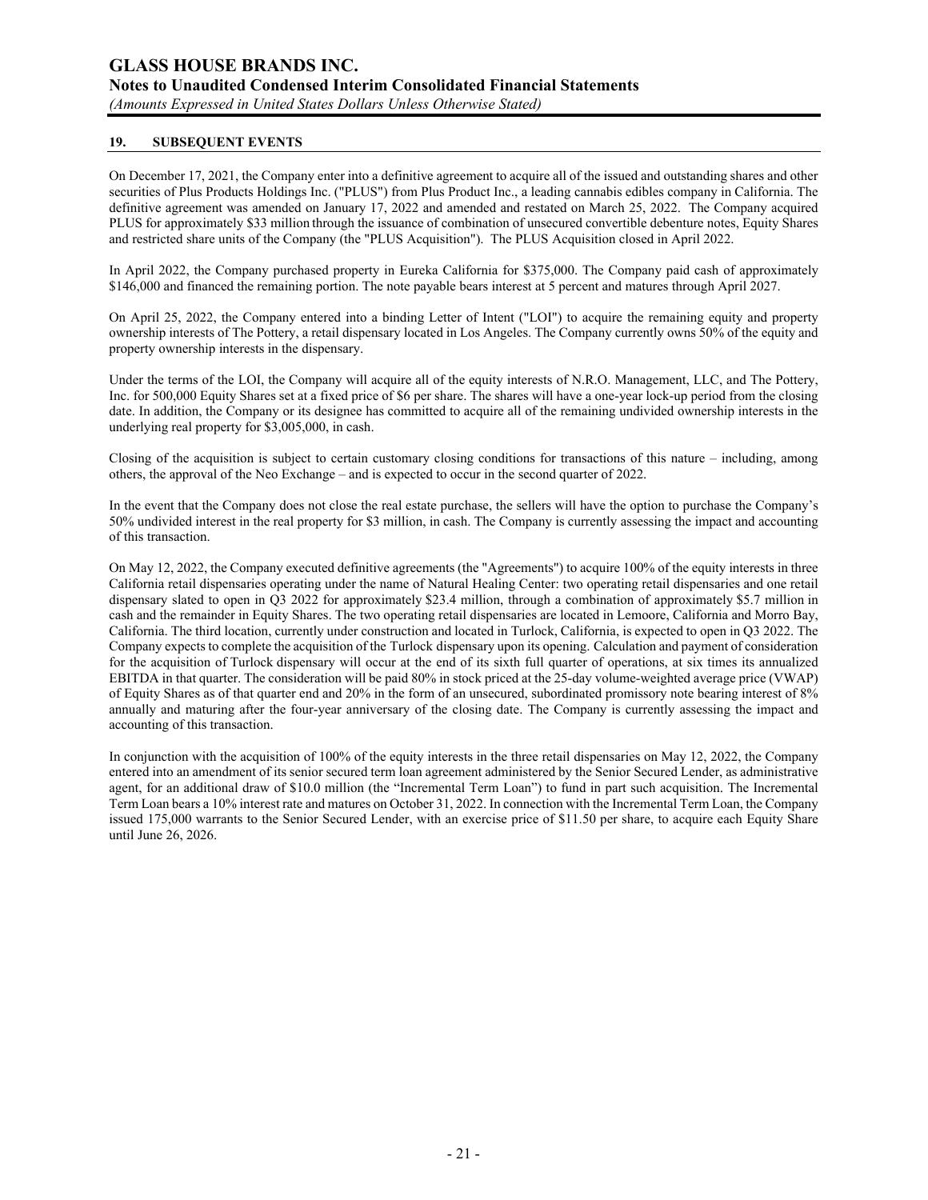## 19. SUBSEQUENT EVENTS

On December 17, 2021, the Company enter into a definitive agreement to acquire all of the issued and outstanding shares and other securities of Plus Products Holdings Inc. ("PLUS") from Plus Product Inc., a leading cannabis edibles company in California. The definitive agreement was amended on January 17, 2022 and amended and restated on March 25, 2022. The Company acquired PLUS for approximately $33 million through the issuance of combination of unsecured convertible debenture notes, Equity Shares and restricted share units of the Company (the "PLUS Acquisition"). The PLUS Acquisition closed in April 2022.

In April 2022, the Company purchased property in Eureka California for $375,000. The Company paid cash of approximately $146,000 and financed the remaining portion. The note payable bears interest at 5 percent and matures through April 2027.

On April 25, 2022, the Company entered into a binding Letter of Intent ("LOI") to acquire the remaining equity and property ownership interests of The Pottery, a retail dispensary located in Los Angeles. The Company currently owns 50% of the equity and property ownership interests in the dispensary.

Under the terms of the LOI, the Company will acquire all of the equity interests of N.R.O. Management, LLC, and The Pottery, Inc. for 500,000 Equity Shares set at a fixed price of $6 per share. The shares will have a one-year lock-up period from the closing date. In addition, the Company or its designee has committed to acquire all of the remaining undivided ownership interests in the underlying real property for $3,005,000, in cash.

Closing of the acquisition is subject to certain customary closing conditions for transactions of this nature – including, among others, the approval of the Neo Exchange – and is expected to occur in the second quarter of 2022.

In the event that the Company does not close the real estate purchase, the sellers will have the option to purchase the Company's 50% undivided interest in the real property for $3 million, in cash. The Company is currently assessing the impact and accounting of this transaction.

On May 12, 2022, the Company executed definitive agreements (the "Agreements") to acquire 100% of the equity interests in three California retail dispensaries operating under the name of Natural Healing Center: two operating retail dispensaries and one retail dispensary slated to open in Q3 2022 for approximately $23.4 million, through a combination of approximately $5.7 million in cash and the remainder in Equity Shares. The two operating retail dispensaries are located in Lemoore, California and Morro Bay, California. The third location, currently under construction and located in Turlock, California, is expected to open in Q3 2022. The Company expects to complete the acquisition of the Turlock dispensary upon its opening. Calculation and payment of consideration for the acquisition of Turlock dispensary will occur at the end of its sixth full quarter of operations, at six times its annualized EBITDA in that quarter. The consideration will be paid 80% in stock priced at the 25-day volume-weighted average price (VWAP) of Equity Shares as of that quarter end and 20% in the form of an unsecured, subordinated promissory note bearing interest of 8% annually and maturing after the four-year anniversary of the closing date. The Company is currently assessing the impact and accounting of this transaction.

In conjunction with the acquisition of 100% of the equity interests in the three retail dispensaries on May 12, 2022, the Company entered into an amendment of its senior secured term loan agreement administered by the Senior Secured Lender, as administrative agent, for an additional draw of $10.0 million (the "Incremental Term Loan") to fund in part such acquisition. The Incremental Term Loan bears a 10% interest rate and matures on October 31, 2022. In connection with the Incremental Term Loan, the Company issued 175,000 warrants to the Senior Secured Lender, with an exercise price of $11.50 per share, to acquire each Equity Share until June 26, 2026.